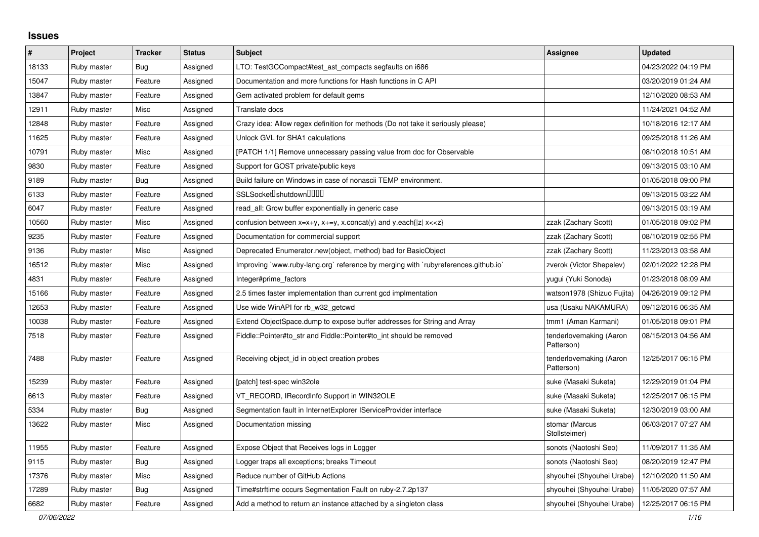## Issues

| # | Project | Tracker | Status | Subject | Assignee | Updated |
|---|---|---|---|---|---|---|
| 18133 | Ruby master | Bug | Assigned | LTO: TestGCCompact#test_ast_compacts segfaults on i686 | | 04/23/2022 04:19 PM |
| 15047 | Ruby master | Feature | Assigned | Documentation and more functions for Hash functions in C API | | 03/20/2019 01:24 AM |
| 13847 | Ruby master | Feature | Assigned | Gem activated problem for default gems | | 12/10/2020 08:53 AM |
| 12911 | Ruby master | Misc | Assigned | Translate docs | | 11/24/2021 04:52 AM |
| 12848 | Ruby master | Feature | Assigned | Crazy idea: Allow regex definition for methods (Do not take it seriously please) | | 10/18/2016 12:17 AM |
| 11625 | Ruby master | Feature | Assigned | Unlock GVL for SHA1 calculations | | 09/25/2018 11:26 AM |
| 10791 | Ruby master | Misc | Assigned | [PATCH 1/1] Remove unnecessary passing value from doc for Observable | | 08/10/2018 10:51 AM |
| 9830 | Ruby master | Feature | Assigned | Support for GOST private/public keys | | 09/13/2015 03:10 AM |
| 9189 | Ruby master | Bug | Assigned | Build failure on Windows in case of nonascii TEMP environment. | | 01/05/2018 09:00 PM |
| 6133 | Ruby master | Feature | Assigned | SSLSocket�shutdown���� | | 09/13/2015 03:22 AM |
| 6047 | Ruby master | Feature | Assigned | read_all: Grow buffer exponentially in generic case | | 09/13/2015 03:19 AM |
| 10560 | Ruby master | Misc | Assigned | confusion between x=x+y, x+=y, x.concat(y) and y.each{\|z\| x<<z} | zzak (Zachary Scott) | 01/05/2018 09:02 PM |
| 9235 | Ruby master | Feature | Assigned | Documentation for commercial support | zzak (Zachary Scott) | 08/10/2019 02:55 PM |
| 9136 | Ruby master | Misc | Assigned | Deprecated Enumerator.new(object, method) bad for BasicObject | zzak (Zachary Scott) | 11/23/2013 03:58 AM |
| 16512 | Ruby master | Misc | Assigned | Improving `www.ruby-lang.org` reference by merging with `rubyreferences.github.io` | zverok (Victor Shepelev) | 02/01/2022 12:28 PM |
| 4831 | Ruby master | Feature | Assigned | Integer#prime_factors | yugui (Yuki Sonoda) | 01/23/2018 08:09 AM |
| 15166 | Ruby master | Feature | Assigned | 2.5 times faster implementation than current gcd implmentation | watson1978 (Shizuo Fujita) | 04/26/2019 09:12 PM |
| 12653 | Ruby master | Feature | Assigned | Use wide WinAPI for rb_w32_getcwd | usa (Usaku NAKAMURA) | 09/12/2016 06:35 AM |
| 10038 | Ruby master | Feature | Assigned | Extend ObjectSpace.dump to expose buffer addresses for String and Array | tmm1 (Aman Karmani) | 01/05/2018 09:01 PM |
| 7518 | Ruby master | Feature | Assigned | Fiddle::Pointer#to_str and Fiddle::Pointer#to_int should be removed | tenderlovemaking (Aaron Patterson) | 08/15/2013 04:56 AM |
| 7488 | Ruby master | Feature | Assigned | Receiving object_id in object creation probes | tenderlovemaking (Aaron Patterson) | 12/25/2017 06:15 PM |
| 15239 | Ruby master | Feature | Assigned | [patch] test-spec win32ole | suke (Masaki Suketa) | 12/29/2019 01:04 PM |
| 6613 | Ruby master | Feature | Assigned | VT_RECORD, IRecordInfo Support in WIN32OLE | suke (Masaki Suketa) | 12/25/2017 06:15 PM |
| 5334 | Ruby master | Bug | Assigned | Segmentation fault in InternetExplorer IServiceProvider interface | suke (Masaki Suketa) | 12/30/2019 03:00 AM |
| 13622 | Ruby master | Misc | Assigned | Documentation missing | stomar (Marcus Stollsteimer) | 06/03/2017 07:27 AM |
| 11955 | Ruby master | Feature | Assigned | Expose Object that Receives logs in Logger | sonots (Naotoshi Seo) | 11/09/2017 11:35 AM |
| 9115 | Ruby master | Bug | Assigned | Logger traps all exceptions; breaks Timeout | sonots (Naotoshi Seo) | 08/20/2019 12:47 PM |
| 17376 | Ruby master | Misc | Assigned | Reduce number of GitHub Actions | shyouhei (Shyouhei Urabe) | 12/10/2020 11:50 AM |
| 17289 | Ruby master | Bug | Assigned | Time#strftime occurs Segmentation Fault on ruby-2.7.2p137 | shyouhei (Shyouhei Urabe) | 11/05/2020 07:57 AM |
| 6682 | Ruby master | Feature | Assigned | Add a method to return an instance attached by a singleton class | shyouhei (Shyouhei Urabe) | 12/25/2017 06:15 PM |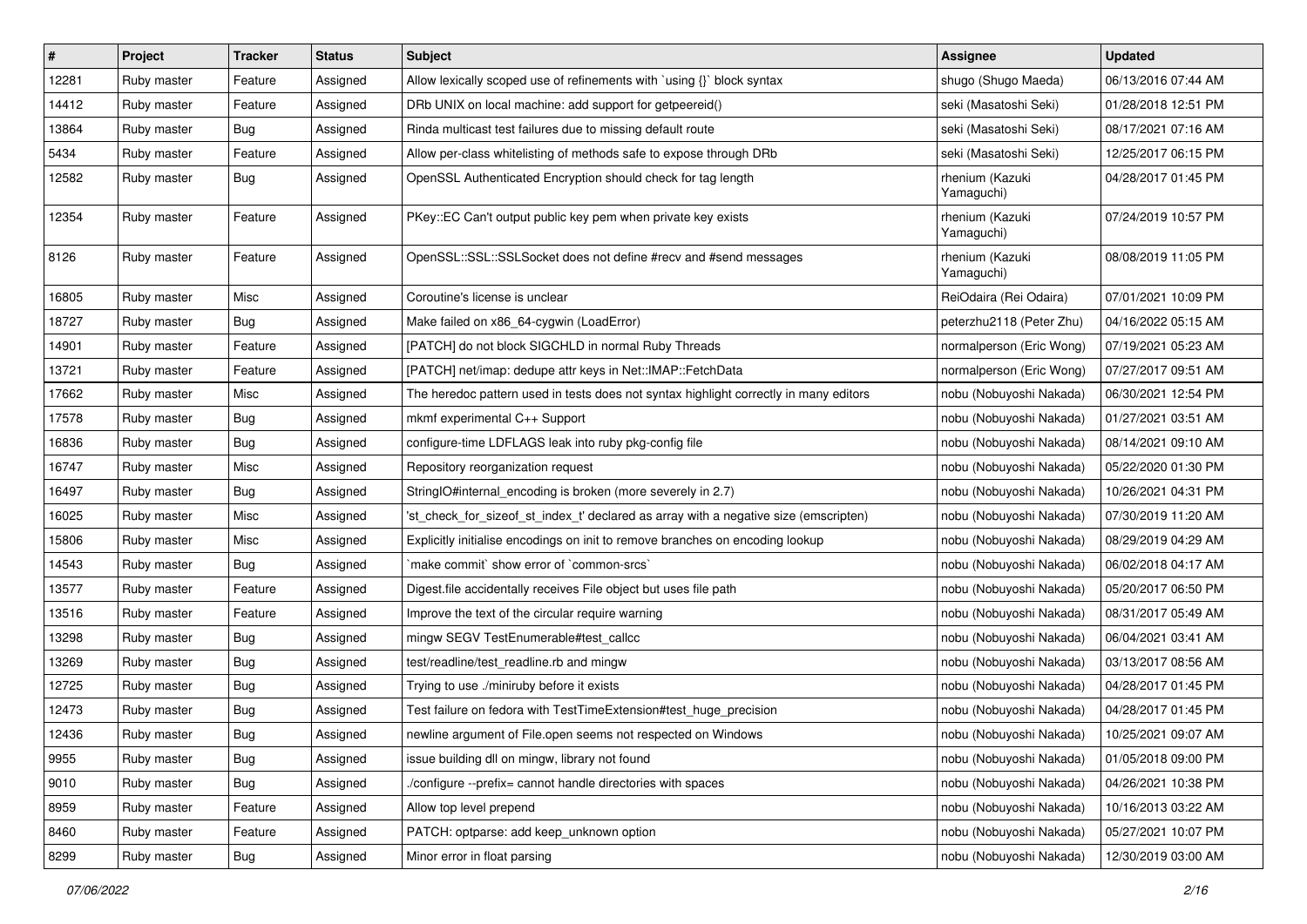| # | Project | Tracker | Status | Subject | Assignee | Updated |
|---|---|---|---|---|---|---|
| 12281 | Ruby master | Feature | Assigned | Allow lexically scoped use of refinements with `using {}` block syntax | shugo (Shugo Maeda) | 06/13/2016 07:44 AM |
| 14412 | Ruby master | Feature | Assigned | DRb UNIX on local machine: add support for getpeereid() | seki (Masatoshi Seki) | 01/28/2018 12:51 PM |
| 13864 | Ruby master | Bug | Assigned | Rinda multicast test failures due to missing default route | seki (Masatoshi Seki) | 08/17/2021 07:16 AM |
| 5434 | Ruby master | Feature | Assigned | Allow per-class whitelisting of methods safe to expose through DRb | seki (Masatoshi Seki) | 12/25/2017 06:15 PM |
| 12582 | Ruby master | Bug | Assigned | OpenSSL Authenticated Encryption should check for tag length | rhenium (Kazuki Yamaguchi) | 04/28/2017 01:45 PM |
| 12354 | Ruby master | Feature | Assigned | PKey::EC Can't output public key pem when private key exists | rhenium (Kazuki Yamaguchi) | 07/24/2019 10:57 PM |
| 8126 | Ruby master | Feature | Assigned | OpenSSL::SSL::SSLSocket does not define #recv and #send messages | rhenium (Kazuki Yamaguchi) | 08/08/2019 11:05 PM |
| 16805 | Ruby master | Misc | Assigned | Coroutine's license is unclear | ReiOdaira (Rei Odaira) | 07/01/2021 10:09 PM |
| 18727 | Ruby master | Bug | Assigned | Make failed on x86_64-cygwin (LoadError) | peterzhu2118 (Peter Zhu) | 04/16/2022 05:15 AM |
| 14901 | Ruby master | Feature | Assigned | [PATCH] do not block SIGCHLD in normal Ruby Threads | normalperson (Eric Wong) | 07/19/2021 05:23 AM |
| 13721 | Ruby master | Feature | Assigned | [PATCH] net/imap: dedupe attr keys in Net::IMAP::FetchData | normalperson (Eric Wong) | 07/27/2017 09:51 AM |
| 17662 | Ruby master | Misc | Assigned | The heredoc pattern used in tests does not syntax highlight correctly in many editors | nobu (Nobuyoshi Nakada) | 06/30/2021 12:54 PM |
| 17578 | Ruby master | Bug | Assigned | mkmf experimental C++ Support | nobu (Nobuyoshi Nakada) | 01/27/2021 03:51 AM |
| 16836 | Ruby master | Bug | Assigned | configure-time LDFLAGS leak into ruby pkg-config file | nobu (Nobuyoshi Nakada) | 08/14/2021 09:10 AM |
| 16747 | Ruby master | Misc | Assigned | Repository reorganization request | nobu (Nobuyoshi Nakada) | 05/22/2020 01:30 PM |
| 16497 | Ruby master | Bug | Assigned | StringIO#internal_encoding is broken (more severely in 2.7) | nobu (Nobuyoshi Nakada) | 10/26/2021 04:31 PM |
| 16025 | Ruby master | Misc | Assigned | 'st_check_for_sizeof_st_index_t' declared as array with a negative size (emscripten) | nobu (Nobuyoshi Nakada) | 07/30/2019 11:20 AM |
| 15806 | Ruby master | Misc | Assigned | Explicitly initialise encodings on init to remove branches on encoding lookup | nobu (Nobuyoshi Nakada) | 08/29/2019 04:29 AM |
| 14543 | Ruby master | Bug | Assigned | `make commit` show error of `common-srcs` | nobu (Nobuyoshi Nakada) | 06/02/2018 04:17 AM |
| 13577 | Ruby master | Feature | Assigned | Digest.file accidentally receives File object but uses file path | nobu (Nobuyoshi Nakada) | 05/20/2017 06:50 PM |
| 13516 | Ruby master | Feature | Assigned | Improve the text of the circular require warning | nobu (Nobuyoshi Nakada) | 08/31/2017 05:49 AM |
| 13298 | Ruby master | Bug | Assigned | mingw SEGV TestEnumerable#test_callcc | nobu (Nobuyoshi Nakada) | 06/04/2021 03:41 AM |
| 13269 | Ruby master | Bug | Assigned | test/readline/test_readline.rb and mingw | nobu (Nobuyoshi Nakada) | 03/13/2017 08:56 AM |
| 12725 | Ruby master | Bug | Assigned | Trying to use ./miniruby before it exists | nobu (Nobuyoshi Nakada) | 04/28/2017 01:45 PM |
| 12473 | Ruby master | Bug | Assigned | Test failure on fedora with TestTimeExtension#test_huge_precision | nobu (Nobuyoshi Nakada) | 04/28/2017 01:45 PM |
| 12436 | Ruby master | Bug | Assigned | newline argument of File.open seems not respected on Windows | nobu (Nobuyoshi Nakada) | 10/25/2021 09:07 AM |
| 9955 | Ruby master | Bug | Assigned | issue building dll on mingw, library not found | nobu (Nobuyoshi Nakada) | 01/05/2018 09:00 PM |
| 9010 | Ruby master | Bug | Assigned | ./configure --prefix= cannot handle directories with spaces | nobu (Nobuyoshi Nakada) | 04/26/2021 10:38 PM |
| 8959 | Ruby master | Feature | Assigned | Allow top level prepend | nobu (Nobuyoshi Nakada) | 10/16/2013 03:22 AM |
| 8460 | Ruby master | Feature | Assigned | PATCH: optparse: add keep_unknown option | nobu (Nobuyoshi Nakada) | 05/27/2021 10:07 PM |
| 8299 | Ruby master | Bug | Assigned | Minor error in float parsing | nobu (Nobuyoshi Nakada) | 12/30/2019 03:00 AM |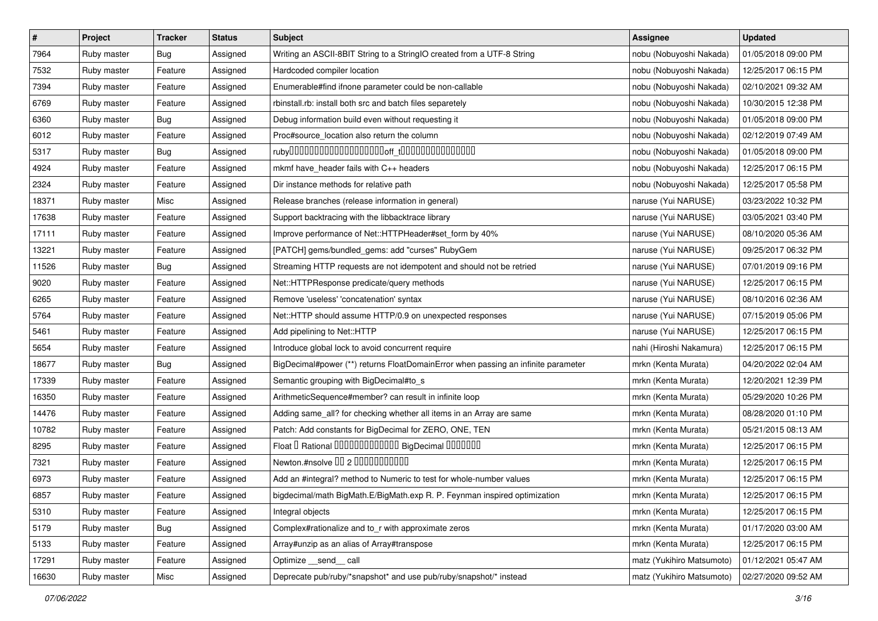| # | Project | Tracker | Status | Subject | Assignee | Updated |
|---|---|---|---|---|---|---|
| 7964 | Ruby master | Bug | Assigned | Writing an ASCII-8BIT String to a StringIO created from a UTF-8 String | nobu (Nobuyoshi Nakada) | 01/05/2018 09:00 PM |
| 7532 | Ruby master | Feature | Assigned | Hardcoded compiler location | nobu (Nobuyoshi Nakada) | 12/25/2017 06:15 PM |
| 7394 | Ruby master | Feature | Assigned | Enumerable#find ifnone parameter could be non-callable | nobu (Nobuyoshi Nakada) | 02/10/2021 09:32 AM |
| 6769 | Ruby master | Feature | Assigned | rbinstall.rb: install both src and batch files separetely | nobu (Nobuyoshi Nakada) | 10/30/2015 12:38 PM |
| 6360 | Ruby master | Bug | Assigned | Debug information build even without requesting it | nobu (Nobuyoshi Nakada) | 01/05/2018 09:00 PM |
| 6012 | Ruby master | Feature | Assigned | Proc#source_location also return the column | nobu (Nobuyoshi Nakada) | 02/12/2019 07:49 AM |
| 5317 | Ruby master | Bug | Assigned | ruby□□□□□□□□□□□□□□□□□□□□off_t□□□□□□□□□□□□□□□ | nobu (Nobuyoshi Nakada) | 01/05/2018 09:00 PM |
| 4924 | Ruby master | Feature | Assigned | mkmf have_header fails with C++ headers | nobu (Nobuyoshi Nakada) | 12/25/2017 06:15 PM |
| 2324 | Ruby master | Feature | Assigned | Dir instance methods for relative path | nobu (Nobuyoshi Nakada) | 12/25/2017 05:58 PM |
| 18371 | Ruby master | Misc | Assigned | Release branches (release information in general) | naruse (Yui NARUSE) | 03/23/2022 10:32 PM |
| 17638 | Ruby master | Feature | Assigned | Support backtracing with the libbacktrace library | naruse (Yui NARUSE) | 03/05/2021 03:40 PM |
| 17111 | Ruby master | Feature | Assigned | Improve performance of Net::HTTPHeader#set_form by 40% | naruse (Yui NARUSE) | 08/10/2020 05:36 AM |
| 13221 | Ruby master | Feature | Assigned | [PATCH] gems/bundled_gems: add "curses" RubyGem | naruse (Yui NARUSE) | 09/25/2017 06:32 PM |
| 11526 | Ruby master | Bug | Assigned | Streaming HTTP requests are not idempotent and should not be retried | naruse (Yui NARUSE) | 07/01/2019 09:16 PM |
| 9020 | Ruby master | Feature | Assigned | Net::HTTPResponse predicate/query methods | naruse (Yui NARUSE) | 12/25/2017 06:15 PM |
| 6265 | Ruby master | Feature | Assigned | Remove 'useless' 'concatenation' syntax | naruse (Yui NARUSE) | 08/10/2016 02:36 AM |
| 5764 | Ruby master | Feature | Assigned | Net::HTTP should assume HTTP/0.9 on unexpected responses | naruse (Yui NARUSE) | 07/15/2019 05:06 PM |
| 5461 | Ruby master | Feature | Assigned | Add pipelining to Net::HTTP | naruse (Yui NARUSE) | 12/25/2017 06:15 PM |
| 5654 | Ruby master | Feature | Assigned | Introduce global lock to avoid concurrent require | nahi (Hiroshi Nakamura) | 12/25/2017 06:15 PM |
| 18677 | Ruby master | Bug | Assigned | BigDecimal#power (**) returns FloatDomainError when passing an infinite parameter | mrkn (Kenta Murata) | 04/20/2022 02:04 AM |
| 17339 | Ruby master | Feature | Assigned | Semantic grouping with BigDecimal#to_s | mrkn (Kenta Murata) | 12/20/2021 12:39 PM |
| 16350 | Ruby master | Feature | Assigned | ArithmeticSequence#member? can result in infinite loop | mrkn (Kenta Murata) | 05/29/2020 10:26 PM |
| 14476 | Ruby master | Feature | Assigned | Adding same_all? for checking whether all items in an Array are same | mrkn (Kenta Murata) | 08/28/2020 01:10 PM |
| 10782 | Ruby master | Feature | Assigned | Patch: Add constants for BigDecimal for ZERO, ONE, TEN | mrkn (Kenta Murata) | 05/21/2015 08:13 AM |
| 8295 | Ruby master | Feature | Assigned | Float □ Rational □□□□□□□□□□□□□ BigDecimal □□□□□□□ | mrkn (Kenta Murata) | 12/25/2017 06:15 PM |
| 7321 | Ruby master | Feature | Assigned | Newton.#nsolve □□ 2 □□□□□□□□□□□ | mrkn (Kenta Murata) | 12/25/2017 06:15 PM |
| 6973 | Ruby master | Feature | Assigned | Add an #integral? method to Numeric to test for whole-number values | mrkn (Kenta Murata) | 12/25/2017 06:15 PM |
| 6857 | Ruby master | Feature | Assigned | bigdecimal/math BigMath.E/BigMath.exp R. P. Feynman inspired optimization | mrkn (Kenta Murata) | 12/25/2017 06:15 PM |
| 5310 | Ruby master | Feature | Assigned | Integral objects | mrkn (Kenta Murata) | 12/25/2017 06:15 PM |
| 5179 | Ruby master | Bug | Assigned | Complex#rationalize and to_r with approximate zeros | mrkn (Kenta Murata) | 01/17/2020 03:00 AM |
| 5133 | Ruby master | Feature | Assigned | Array#unzip as an alias of Array#transpose | mrkn (Kenta Murata) | 12/25/2017 06:15 PM |
| 17291 | Ruby master | Feature | Assigned | Optimize __send__ call | matz (Yukihiro Matsumoto) | 01/12/2021 05:47 AM |
| 16630 | Ruby master | Misc | Assigned | Deprecate pub/ruby/*snapshot* and use pub/ruby/snapshot/* instead | matz (Yukihiro Matsumoto) | 02/27/2020 09:52 AM |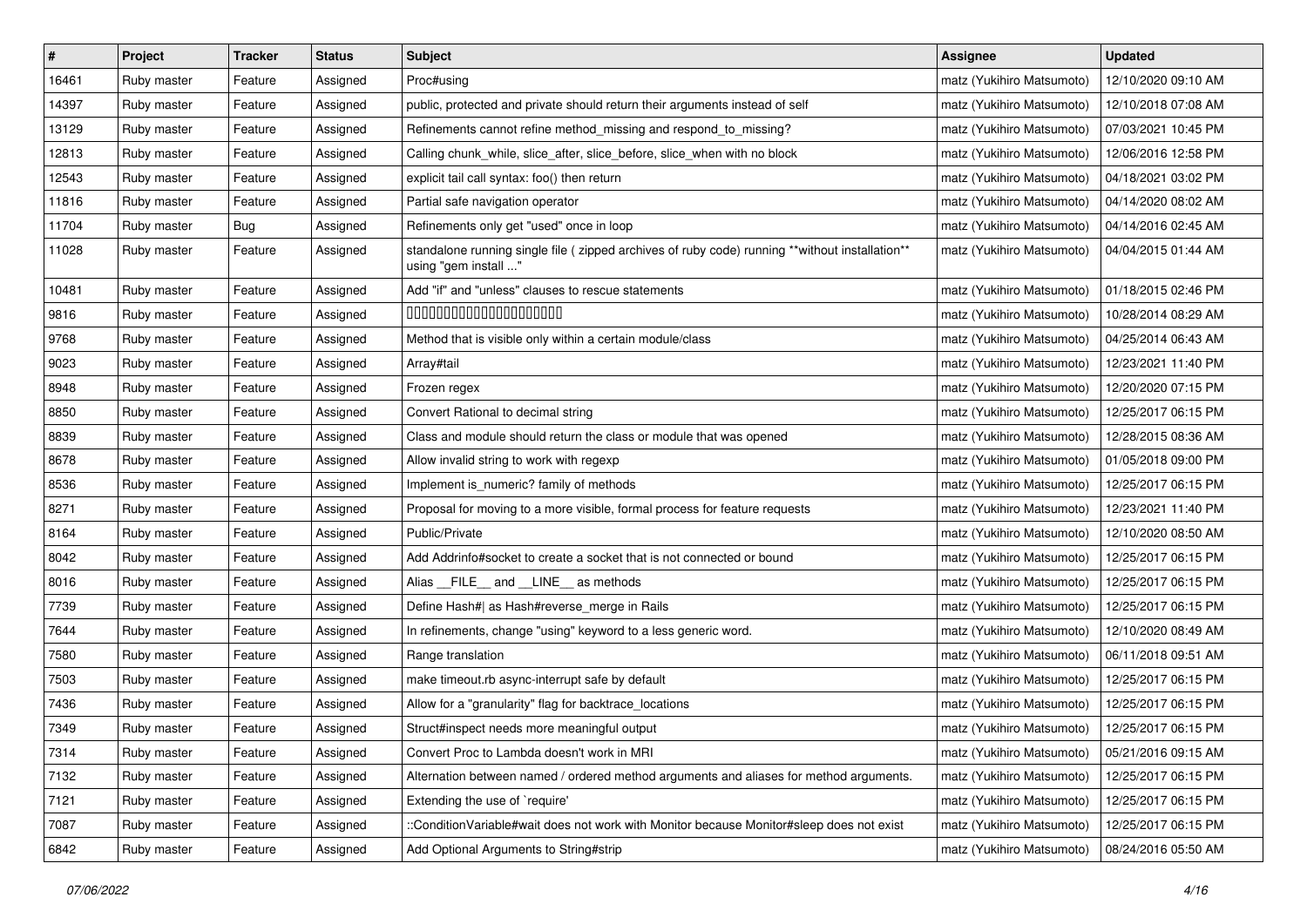| # | Project | Tracker | Status | Subject | Assignee | Updated |
|---|---|---|---|---|---|---|
| 16461 | Ruby master | Feature | Assigned | Proc#using | matz (Yukihiro Matsumoto) | 12/10/2020 09:10 AM |
| 14397 | Ruby master | Feature | Assigned | public, protected and private should return their arguments instead of self | matz (Yukihiro Matsumoto) | 12/10/2018 07:08 AM |
| 13129 | Ruby master | Feature | Assigned | Refinements cannot refine method_missing and respond_to_missing? | matz (Yukihiro Matsumoto) | 07/03/2021 10:45 PM |
| 12813 | Ruby master | Feature | Assigned | Calling chunk_while, slice_after, slice_before, slice_when with no block | matz (Yukihiro Matsumoto) | 12/06/2016 12:58 PM |
| 12543 | Ruby master | Feature | Assigned | explicit tail call syntax: foo() then return | matz (Yukihiro Matsumoto) | 04/18/2021 03:02 PM |
| 11816 | Ruby master | Feature | Assigned | Partial safe navigation operator | matz (Yukihiro Matsumoto) | 04/14/2020 08:02 AM |
| 11704 | Ruby master | Bug | Assigned | Refinements only get "used" once in loop | matz (Yukihiro Matsumoto) | 04/14/2016 02:45 AM |
| 11028 | Ruby master | Feature | Assigned | standalone running single file ( zipped archives of ruby code) running **without installation** using "gem install ..." | matz (Yukihiro Matsumoto) | 04/04/2015 01:44 AM |
| 10481 | Ruby master | Feature | Assigned | Add "if" and "unless" clauses to rescue statements | matz (Yukihiro Matsumoto) | 01/18/2015 02:46 PM |
| 9816 | Ruby master | Feature | Assigned | 文字列内の数字を数値として比較するメソッド | matz (Yukihiro Matsumoto) | 10/28/2014 08:29 AM |
| 9768 | Ruby master | Feature | Assigned | Method that is visible only within a certain module/class | matz (Yukihiro Matsumoto) | 04/25/2014 06:43 AM |
| 9023 | Ruby master | Feature | Assigned | Array#tail | matz (Yukihiro Matsumoto) | 12/23/2021 11:40 PM |
| 8948 | Ruby master | Feature | Assigned | Frozen regex | matz (Yukihiro Matsumoto) | 12/20/2020 07:15 PM |
| 8850 | Ruby master | Feature | Assigned | Convert Rational to decimal string | matz (Yukihiro Matsumoto) | 12/25/2017 06:15 PM |
| 8839 | Ruby master | Feature | Assigned | Class and module should return the class or module that was opened | matz (Yukihiro Matsumoto) | 12/28/2015 08:36 AM |
| 8678 | Ruby master | Feature | Assigned | Allow invalid string to work with regexp | matz (Yukihiro Matsumoto) | 01/05/2018 09:00 PM |
| 8536 | Ruby master | Feature | Assigned | Implement is_numeric? family of methods | matz (Yukihiro Matsumoto) | 12/25/2017 06:15 PM |
| 8271 | Ruby master | Feature | Assigned | Proposal for moving to a more visible, formal process for feature requests | matz (Yukihiro Matsumoto) | 12/23/2021 11:40 PM |
| 8164 | Ruby master | Feature | Assigned | Public/Private | matz (Yukihiro Matsumoto) | 12/10/2020 08:50 AM |
| 8042 | Ruby master | Feature | Assigned | Add Addrinfo#socket to create a socket that is not connected or bound | matz (Yukihiro Matsumoto) | 12/25/2017 06:15 PM |
| 8016 | Ruby master | Feature | Assigned | Alias __FILE__ and __LINE__ as methods | matz (Yukihiro Matsumoto) | 12/25/2017 06:15 PM |
| 7739 | Ruby master | Feature | Assigned | Define Hash#\| as Hash#reverse_merge in Rails | matz (Yukihiro Matsumoto) | 12/25/2017 06:15 PM |
| 7644 | Ruby master | Feature | Assigned | In refinements, change "using" keyword to a less generic word. | matz (Yukihiro Matsumoto) | 12/10/2020 08:49 AM |
| 7580 | Ruby master | Feature | Assigned | Range translation | matz (Yukihiro Matsumoto) | 06/11/2018 09:51 AM |
| 7503 | Ruby master | Feature | Assigned | make timeout.rb async-interrupt safe by default | matz (Yukihiro Matsumoto) | 12/25/2017 06:15 PM |
| 7436 | Ruby master | Feature | Assigned | Allow for a "granularity" flag for backtrace_locations | matz (Yukihiro Matsumoto) | 12/25/2017 06:15 PM |
| 7349 | Ruby master | Feature | Assigned | Struct#inspect needs more meaningful output | matz (Yukihiro Matsumoto) | 12/25/2017 06:15 PM |
| 7314 | Ruby master | Feature | Assigned | Convert Proc to Lambda doesn't work in MRI | matz (Yukihiro Matsumoto) | 05/21/2016 09:15 AM |
| 7132 | Ruby master | Feature | Assigned | Alternation between named / ordered method arguments and aliases for method arguments. | matz (Yukihiro Matsumoto) | 12/25/2017 06:15 PM |
| 7121 | Ruby master | Feature | Assigned | Extending the use of `require' | matz (Yukihiro Matsumoto) | 12/25/2017 06:15 PM |
| 7087 | Ruby master | Feature | Assigned | ::ConditionVariable#wait does not work with Monitor because Monitor#sleep does not exist | matz (Yukihiro Matsumoto) | 12/25/2017 06:15 PM |
| 6842 | Ruby master | Feature | Assigned | Add Optional Arguments to String#strip | matz (Yukihiro Matsumoto) | 08/24/2016 05:50 AM |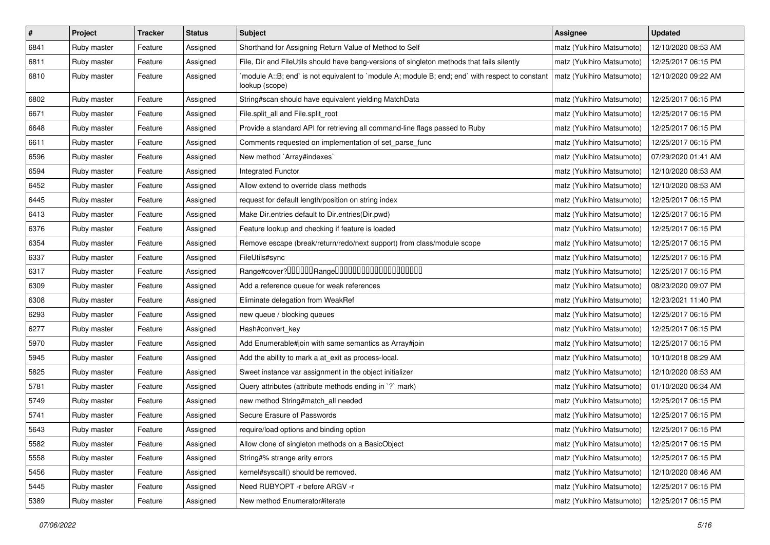| # | Project | Tracker | Status | Subject | Assignee | Updated |
|---|---|---|---|---|---|---|
| 6841 | Ruby master | Feature | Assigned | Shorthand for Assigning Return Value of Method to Self | matz (Yukihiro Matsumoto) | 12/10/2020 08:53 AM |
| 6811 | Ruby master | Feature | Assigned | File, Dir and FileUtils should have bang-versions of singleton methods that fails silently | matz (Yukihiro Matsumoto) | 12/25/2017 06:15 PM |
| 6810 | Ruby master | Feature | Assigned | `module A::B; end` is not equivalent to `module A; module B; end; end` with respect to constant lookup (scope) | matz (Yukihiro Matsumoto) | 12/10/2020 09:22 AM |
| 6802 | Ruby master | Feature | Assigned | String#scan should have equivalent yielding MatchData | matz (Yukihiro Matsumoto) | 12/25/2017 06:15 PM |
| 6671 | Ruby master | Feature | Assigned | File.split_all and File.split_root | matz (Yukihiro Matsumoto) | 12/25/2017 06:15 PM |
| 6648 | Ruby master | Feature | Assigned | Provide a standard API for retrieving all command-line flags passed to Ruby | matz (Yukihiro Matsumoto) | 12/25/2017 06:15 PM |
| 6611 | Ruby master | Feature | Assigned | Comments requested on implementation of set_parse_func | matz (Yukihiro Matsumoto) | 12/25/2017 06:15 PM |
| 6596 | Ruby master | Feature | Assigned | New method `Array#indexes` | matz (Yukihiro Matsumoto) | 07/29/2020 01:41 AM |
| 6594 | Ruby master | Feature | Assigned | Integrated Functor | matz (Yukihiro Matsumoto) | 12/10/2020 08:53 AM |
| 6452 | Ruby master | Feature | Assigned | Allow extend to override class methods | matz (Yukihiro Matsumoto) | 12/10/2020 08:53 AM |
| 6445 | Ruby master | Feature | Assigned | request for default length/position on string index | matz (Yukihiro Matsumoto) | 12/25/2017 06:15 PM |
| 6413 | Ruby master | Feature | Assigned | Make Dir.entries default to Dir.entries(Dir.pwd) | matz (Yukihiro Matsumoto) | 12/25/2017 06:15 PM |
| 6376 | Ruby master | Feature | Assigned | Feature lookup and checking if feature is loaded | matz (Yukihiro Matsumoto) | 12/25/2017 06:15 PM |
| 6354 | Ruby master | Feature | Assigned | Remove escape (break/return/redo/next support) from class/module scope | matz (Yukihiro Matsumoto) | 12/25/2017 06:15 PM |
| 6337 | Ruby master | Feature | Assigned | FileUtils#sync | matz (Yukihiro Matsumoto) | 12/25/2017 06:15 PM |
| 6317 | Ruby master | Feature | Assigned | Range#cover?□□□□□□Range□□□□□□□□□□□□□□□□□□□□ | matz (Yukihiro Matsumoto) | 12/25/2017 06:15 PM |
| 6309 | Ruby master | Feature | Assigned | Add a reference queue for weak references | matz (Yukihiro Matsumoto) | 08/23/2020 09:07 PM |
| 6308 | Ruby master | Feature | Assigned | Eliminate delegation from WeakRef | matz (Yukihiro Matsumoto) | 12/23/2021 11:40 PM |
| 6293 | Ruby master | Feature | Assigned | new queue / blocking queues | matz (Yukihiro Matsumoto) | 12/25/2017 06:15 PM |
| 6277 | Ruby master | Feature | Assigned | Hash#convert_key | matz (Yukihiro Matsumoto) | 12/25/2017 06:15 PM |
| 5970 | Ruby master | Feature | Assigned | Add Enumerable#join with same semantics as Array#join | matz (Yukihiro Matsumoto) | 12/25/2017 06:15 PM |
| 5945 | Ruby master | Feature | Assigned | Add the ability to mark a at_exit as process-local. | matz (Yukihiro Matsumoto) | 10/10/2018 08:29 AM |
| 5825 | Ruby master | Feature | Assigned | Sweet instance var assignment in the object initializer | matz (Yukihiro Matsumoto) | 12/10/2020 08:53 AM |
| 5781 | Ruby master | Feature | Assigned | Query attributes (attribute methods ending in `?` mark) | matz (Yukihiro Matsumoto) | 01/10/2020 06:34 AM |
| 5749 | Ruby master | Feature | Assigned | new method String#match_all needed | matz (Yukihiro Matsumoto) | 12/25/2017 06:15 PM |
| 5741 | Ruby master | Feature | Assigned | Secure Erasure of Passwords | matz (Yukihiro Matsumoto) | 12/25/2017 06:15 PM |
| 5643 | Ruby master | Feature | Assigned | require/load options and binding option | matz (Yukihiro Matsumoto) | 12/25/2017 06:15 PM |
| 5582 | Ruby master | Feature | Assigned | Allow clone of singleton methods on a BasicObject | matz (Yukihiro Matsumoto) | 12/25/2017 06:15 PM |
| 5558 | Ruby master | Feature | Assigned | String#% strange arity errors | matz (Yukihiro Matsumoto) | 12/25/2017 06:15 PM |
| 5456 | Ruby master | Feature | Assigned | kernel#syscall() should be removed. | matz (Yukihiro Matsumoto) | 12/10/2020 08:46 AM |
| 5445 | Ruby master | Feature | Assigned | Need RUBYOPT -r before ARGV -r | matz (Yukihiro Matsumoto) | 12/25/2017 06:15 PM |
| 5389 | Ruby master | Feature | Assigned | New method Enumerator#iterate | matz (Yukihiro Matsumoto) | 12/25/2017 06:15 PM |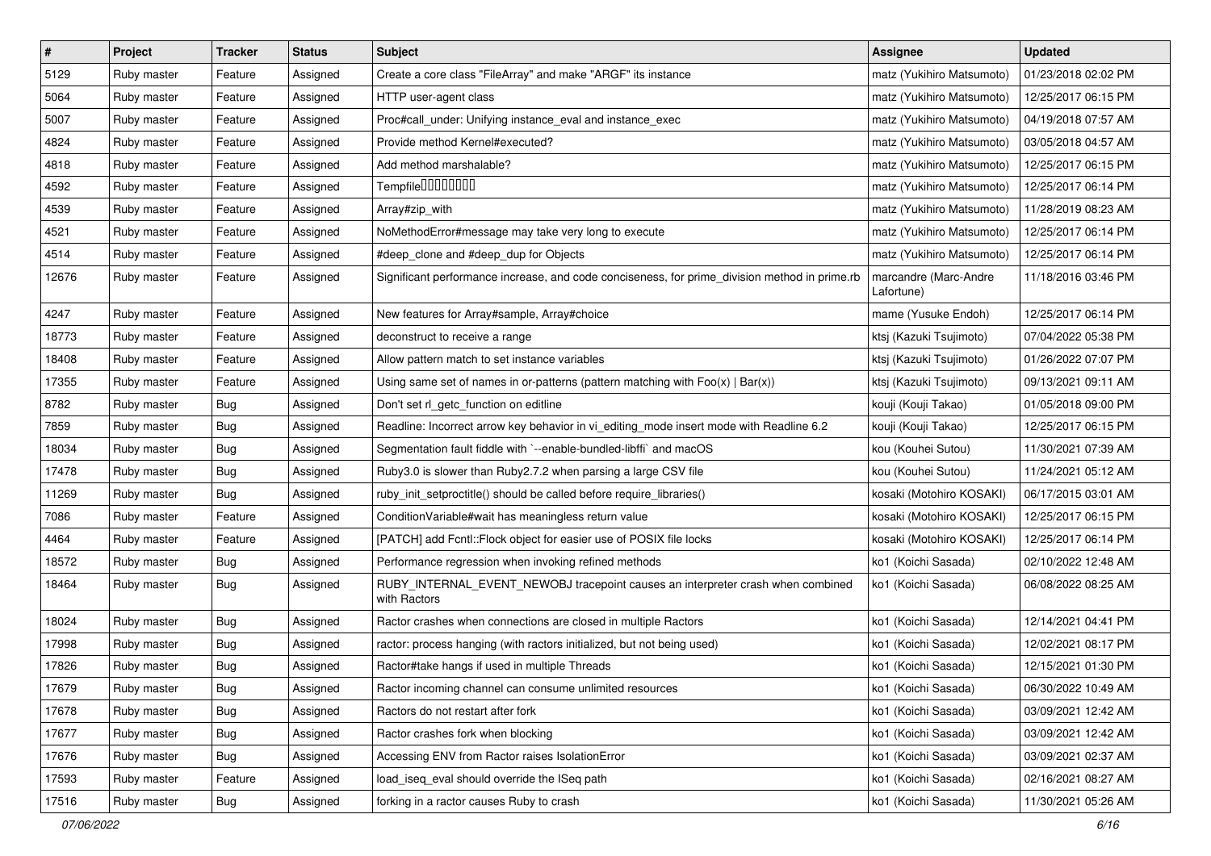| # | Project | Tracker | Status | Subject | Assignee | Updated |
|---|---|---|---|---|---|---|
| 5129 | Ruby master | Feature | Assigned | Create a core class "FileArray" and make "ARGF" its instance | matz (Yukihiro Matsumoto) | 01/23/2018 02:02 PM |
| 5064 | Ruby master | Feature | Assigned | HTTP user-agent class | matz (Yukihiro Matsumoto) | 12/25/2017 06:15 PM |
| 5007 | Ruby master | Feature | Assigned | Proc#call_under: Unifying instance_eval and instance_exec | matz (Yukihiro Matsumoto) | 04/19/2018 07:57 AM |
| 4824 | Ruby master | Feature | Assigned | Provide method Kernel#executed? | matz (Yukihiro Matsumoto) | 03/05/2018 04:57 AM |
| 4818 | Ruby master | Feature | Assigned | Add method marshalable? | matz (Yukihiro Matsumoto) | 12/25/2017 06:15 PM |
| 4592 | Ruby master | Feature | Assigned | Tempfile□□□□□□□□ | matz (Yukihiro Matsumoto) | 12/25/2017 06:14 PM |
| 4539 | Ruby master | Feature | Assigned | Array#zip_with | matz (Yukihiro Matsumoto) | 11/28/2019 08:23 AM |
| 4521 | Ruby master | Feature | Assigned | NoMethodError#message may take very long to execute | matz (Yukihiro Matsumoto) | 12/25/2017 06:14 PM |
| 4514 | Ruby master | Feature | Assigned | #deep_clone and #deep_dup for Objects | matz (Yukihiro Matsumoto) | 12/25/2017 06:14 PM |
| 12676 | Ruby master | Feature | Assigned | Significant performance increase, and code conciseness, for prime_division method in prime.rb | marcandre (Marc-Andre Lafortune) | 11/18/2016 03:46 PM |
| 4247 | Ruby master | Feature | Assigned | New features for Array#sample, Array#choice | mame (Yusuke Endoh) | 12/25/2017 06:14 PM |
| 18773 | Ruby master | Feature | Assigned | deconstruct to receive a range | ktsj (Kazuki Tsujimoto) | 07/04/2022 05:38 PM |
| 18408 | Ruby master | Feature | Assigned | Allow pattern match to set instance variables | ktsj (Kazuki Tsujimoto) | 01/26/2022 07:07 PM |
| 17355 | Ruby master | Feature | Assigned | Using same set of names in or-patterns (pattern matching with Foo(x) \| Bar(x)) | ktsj (Kazuki Tsujimoto) | 09/13/2021 09:11 AM |
| 8782 | Ruby master | Bug | Assigned | Don't set rl_getc_function on editline | kouji (Kouji Takao) | 01/05/2018 09:00 PM |
| 7859 | Ruby master | Bug | Assigned | Readline: Incorrect arrow key behavior in vi_editing_mode insert mode with Readline 6.2 | kouji (Kouji Takao) | 12/25/2017 06:15 PM |
| 18034 | Ruby master | Bug | Assigned | Segmentation fault fiddle with `--enable-bundled-libffi` and macOS | kou (Kouhei Sutou) | 11/30/2021 07:39 AM |
| 17478 | Ruby master | Bug | Assigned | Ruby3.0 is slower than Ruby2.7.2 when parsing a large CSV file | kou (Kouhei Sutou) | 11/24/2021 05:12 AM |
| 11269 | Ruby master | Bug | Assigned | ruby_init_setproctitle() should be called before require_libraries() | kosaki (Motohiro KOSAKI) | 06/17/2015 03:01 AM |
| 7086 | Ruby master | Feature | Assigned | ConditionVariable#wait has meaningless return value | kosaki (Motohiro KOSAKI) | 12/25/2017 06:15 PM |
| 4464 | Ruby master | Feature | Assigned | [PATCH] add Fcntl::Flock object for easier use of POSIX file locks | kosaki (Motohiro KOSAKI) | 12/25/2017 06:14 PM |
| 18572 | Ruby master | Bug | Assigned | Performance regression when invoking refined methods | ko1 (Koichi Sasada) | 02/10/2022 12:48 AM |
| 18464 | Ruby master | Bug | Assigned | RUBY_INTERNAL_EVENT_NEWOBJ tracepoint causes an interpreter crash when combined with Ractors | ko1 (Koichi Sasada) | 06/08/2022 08:25 AM |
| 18024 | Ruby master | Bug | Assigned | Ractor crashes when connections are closed in multiple Ractors | ko1 (Koichi Sasada) | 12/14/2021 04:41 PM |
| 17998 | Ruby master | Bug | Assigned | ractor: process hanging (with ractors initialized, but not being used) | ko1 (Koichi Sasada) | 12/02/2021 08:17 PM |
| 17826 | Ruby master | Bug | Assigned | Ractor#take hangs if used in multiple Threads | ko1 (Koichi Sasada) | 12/15/2021 01:30 PM |
| 17679 | Ruby master | Bug | Assigned | Ractor incoming channel can consume unlimited resources | ko1 (Koichi Sasada) | 06/30/2022 10:49 AM |
| 17678 | Ruby master | Bug | Assigned | Ractors do not restart after fork | ko1 (Koichi Sasada) | 03/09/2021 12:42 AM |
| 17677 | Ruby master | Bug | Assigned | Ractor crashes fork when blocking | ko1 (Koichi Sasada) | 03/09/2021 12:42 AM |
| 17676 | Ruby master | Bug | Assigned | Accessing ENV from Ractor raises IsolationError | ko1 (Koichi Sasada) | 03/09/2021 02:37 AM |
| 17593 | Ruby master | Feature | Assigned | load_iseq_eval should override the ISeq path | ko1 (Koichi Sasada) | 02/16/2021 08:27 AM |
| 17516 | Ruby master | Bug | Assigned | forking in a ractor causes Ruby to crash | ko1 (Koichi Sasada) | 11/30/2021 05:26 AM |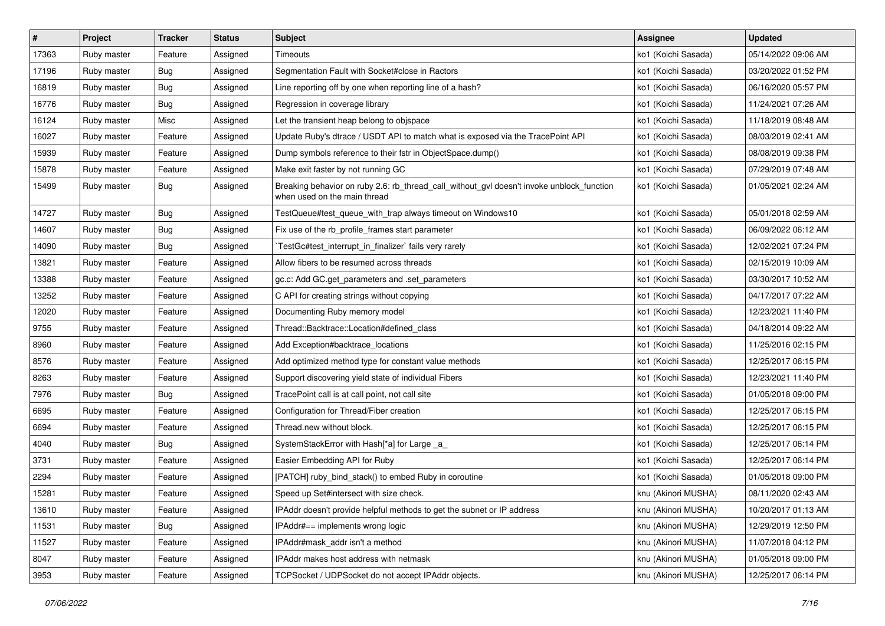| # | Project | Tracker | Status | Subject | Assignee | Updated |
|---|---|---|---|---|---|---|
| 17363 | Ruby master | Feature | Assigned | Timeouts | ko1 (Koichi Sasada) | 05/14/2022 09:06 AM |
| 17196 | Ruby master | Bug | Assigned | Segmentation Fault with Socket#close in Ractors | ko1 (Koichi Sasada) | 03/20/2022 01:52 PM |
| 16819 | Ruby master | Bug | Assigned | Line reporting off by one when reporting line of a hash? | ko1 (Koichi Sasada) | 06/16/2020 05:57 PM |
| 16776 | Ruby master | Bug | Assigned | Regression in coverage library | ko1 (Koichi Sasada) | 11/24/2021 07:26 AM |
| 16124 | Ruby master | Misc | Assigned | Let the transient heap belong to objspace | ko1 (Koichi Sasada) | 11/18/2019 08:48 AM |
| 16027 | Ruby master | Feature | Assigned | Update Ruby's dtrace / USDT API to match what is exposed via the TracePoint API | ko1 (Koichi Sasada) | 08/03/2019 02:41 AM |
| 15939 | Ruby master | Feature | Assigned | Dump symbols reference to their fstr in ObjectSpace.dump() | ko1 (Koichi Sasada) | 08/08/2019 09:38 PM |
| 15878 | Ruby master | Feature | Assigned | Make exit faster by not running GC | ko1 (Koichi Sasada) | 07/29/2019 07:48 AM |
| 15499 | Ruby master | Bug | Assigned | Breaking behavior on ruby 2.6: rb_thread_call_without_gvl doesn't invoke unblock_function when used on the main thread | ko1 (Koichi Sasada) | 01/05/2021 02:24 AM |
| 14727 | Ruby master | Bug | Assigned | TestQueue#test_queue_with_trap always timeout on Windows10 | ko1 (Koichi Sasada) | 05/01/2018 02:59 AM |
| 14607 | Ruby master | Bug | Assigned | Fix use of the rb_profile_frames start parameter | ko1 (Koichi Sasada) | 06/09/2022 06:12 AM |
| 14090 | Ruby master | Bug | Assigned | `TestGc#test_interrupt_in_finalizer` fails very rarely | ko1 (Koichi Sasada) | 12/02/2021 07:24 PM |
| 13821 | Ruby master | Feature | Assigned | Allow fibers to be resumed across threads | ko1 (Koichi Sasada) | 02/15/2019 10:09 AM |
| 13388 | Ruby master | Feature | Assigned | gc.c: Add GC.get_parameters and .set_parameters | ko1 (Koichi Sasada) | 03/30/2017 10:52 AM |
| 13252 | Ruby master | Feature | Assigned | C API for creating strings without copying | ko1 (Koichi Sasada) | 04/17/2017 07:22 AM |
| 12020 | Ruby master | Feature | Assigned | Documenting Ruby memory model | ko1 (Koichi Sasada) | 12/23/2021 11:40 PM |
| 9755 | Ruby master | Feature | Assigned | Thread::Backtrace::Location#defined_class | ko1 (Koichi Sasada) | 04/18/2014 09:22 AM |
| 8960 | Ruby master | Feature | Assigned | Add Exception#backtrace_locations | ko1 (Koichi Sasada) | 11/25/2016 02:15 PM |
| 8576 | Ruby master | Feature | Assigned | Add optimized method type for constant value methods | ko1 (Koichi Sasada) | 12/25/2017 06:15 PM |
| 8263 | Ruby master | Feature | Assigned | Support discovering yield state of individual Fibers | ko1 (Koichi Sasada) | 12/23/2021 11:40 PM |
| 7976 | Ruby master | Bug | Assigned | TracePoint call is at call point, not call site | ko1 (Koichi Sasada) | 01/05/2018 09:00 PM |
| 6695 | Ruby master | Feature | Assigned | Configuration for Thread/Fiber creation | ko1 (Koichi Sasada) | 12/25/2017 06:15 PM |
| 6694 | Ruby master | Feature | Assigned | Thread.new without block. | ko1 (Koichi Sasada) | 12/25/2017 06:15 PM |
| 4040 | Ruby master | Bug | Assigned | SystemStackError with Hash[*a] for Large _a_ | ko1 (Koichi Sasada) | 12/25/2017 06:14 PM |
| 3731 | Ruby master | Feature | Assigned | Easier Embedding API for Ruby | ko1 (Koichi Sasada) | 12/25/2017 06:14 PM |
| 2294 | Ruby master | Feature | Assigned | [PATCH] ruby_bind_stack() to embed Ruby in coroutine | ko1 (Koichi Sasada) | 01/05/2018 09:00 PM |
| 15281 | Ruby master | Feature | Assigned | Speed up Set#intersect with size check. | knu (Akinori MUSHA) | 08/11/2020 02:43 AM |
| 13610 | Ruby master | Feature | Assigned | IPAddr doesn't provide helpful methods to get the subnet or IP address | knu (Akinori MUSHA) | 10/20/2017 01:13 AM |
| 11531 | Ruby master | Bug | Assigned | IPAddr#== implements wrong logic | knu (Akinori MUSHA) | 12/29/2019 12:50 PM |
| 11527 | Ruby master | Feature | Assigned | IPAddr#mask_addr isn't a method | knu (Akinori MUSHA) | 11/07/2018 04:12 PM |
| 8047 | Ruby master | Feature | Assigned | IPAddr makes host address with netmask | knu (Akinori MUSHA) | 01/05/2018 09:00 PM |
| 3953 | Ruby master | Feature | Assigned | TCPSocket / UDPSocket do not accept IPAddr objects. | knu (Akinori MUSHA) | 12/25/2017 06:14 PM |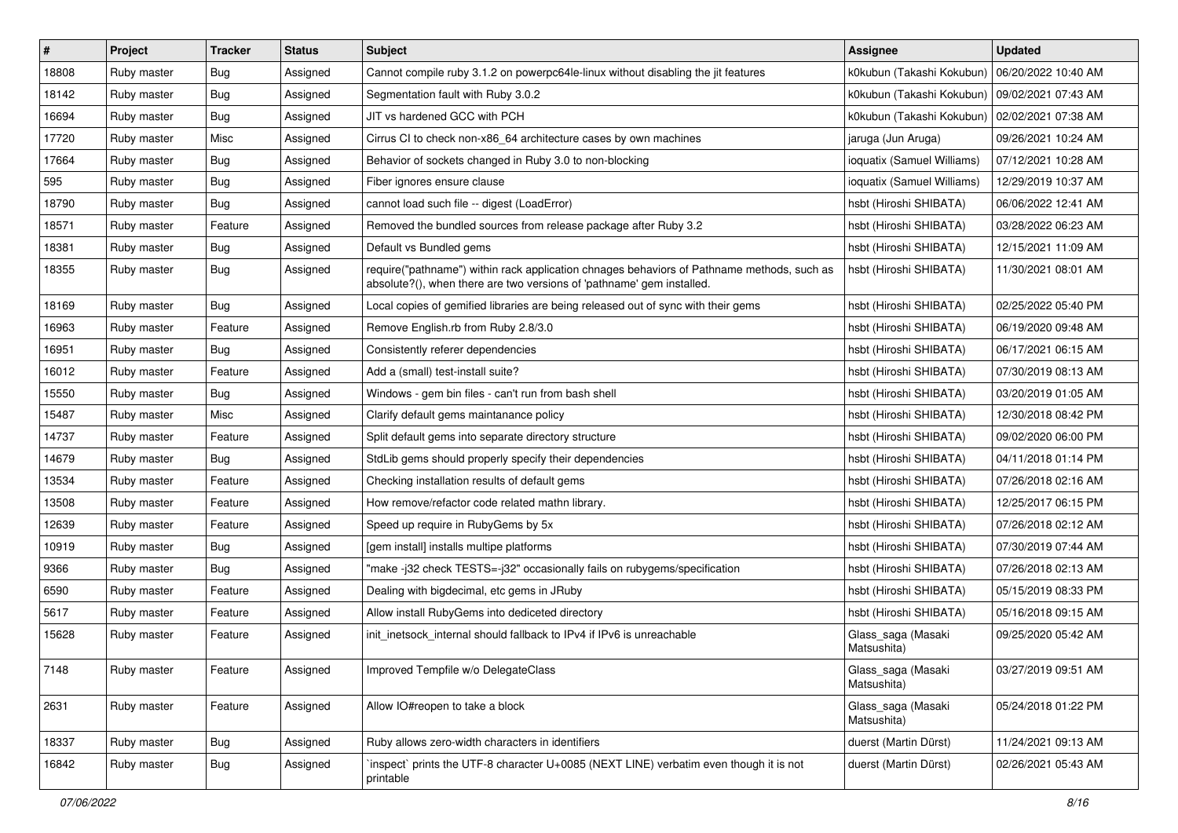| # | Project | Tracker | Status | Subject | Assignee | Updated |
|---|---|---|---|---|---|---|
| 18808 | Ruby master | Bug | Assigned | Cannot compile ruby 3.1.2 on powerpc64le-linux without disabling the jit features | k0kubun (Takashi Kokubun) | 06/20/2022 10:40 AM |
| 18142 | Ruby master | Bug | Assigned | Segmentation fault with Ruby 3.0.2 | k0kubun (Takashi Kokubun) | 09/02/2021 07:43 AM |
| 16694 | Ruby master | Bug | Assigned | JIT vs hardened GCC with PCH | k0kubun (Takashi Kokubun) | 02/02/2021 07:38 AM |
| 17720 | Ruby master | Misc | Assigned | Cirrus CI to check non-x86_64 architecture cases by own machines | jaruga (Jun Aruga) | 09/26/2021 10:24 AM |
| 17664 | Ruby master | Bug | Assigned | Behavior of sockets changed in Ruby 3.0 to non-blocking | ioquatix (Samuel Williams) | 07/12/2021 10:28 AM |
| 595 | Ruby master | Bug | Assigned | Fiber ignores ensure clause | ioquatix (Samuel Williams) | 12/29/2019 10:37 AM |
| 18790 | Ruby master | Bug | Assigned | cannot load such file -- digest (LoadError) | hsbt (Hiroshi SHIBATA) | 06/06/2022 12:41 AM |
| 18571 | Ruby master | Feature | Assigned | Removed the bundled sources from release package after Ruby 3.2 | hsbt (Hiroshi SHIBATA) | 03/28/2022 06:23 AM |
| 18381 | Ruby master | Bug | Assigned | Default vs Bundled gems | hsbt (Hiroshi SHIBATA) | 12/15/2021 11:09 AM |
| 18355 | Ruby master | Bug | Assigned | require("pathname") within rack application chnages behaviors of Pathname methods, such as absolute?(), when there are two versions of 'pathname' gem installed. | hsbt (Hiroshi SHIBATA) | 11/30/2021 08:01 AM |
| 18169 | Ruby master | Bug | Assigned | Local copies of gemified libraries are being released out of sync with their gems | hsbt (Hiroshi SHIBATA) | 02/25/2022 05:40 PM |
| 16963 | Ruby master | Feature | Assigned | Remove English.rb from Ruby 2.8/3.0 | hsbt (Hiroshi SHIBATA) | 06/19/2020 09:48 AM |
| 16951 | Ruby master | Bug | Assigned | Consistently referer dependencies | hsbt (Hiroshi SHIBATA) | 06/17/2021 06:15 AM |
| 16012 | Ruby master | Feature | Assigned | Add a (small) test-install suite? | hsbt (Hiroshi SHIBATA) | 07/30/2019 08:13 AM |
| 15550 | Ruby master | Bug | Assigned | Windows - gem bin files - can't run from bash shell | hsbt (Hiroshi SHIBATA) | 03/20/2019 01:05 AM |
| 15487 | Ruby master | Misc | Assigned | Clarify default gems maintanance policy | hsbt (Hiroshi SHIBATA) | 12/30/2018 08:42 PM |
| 14737 | Ruby master | Feature | Assigned | Split default gems into separate directory structure | hsbt (Hiroshi SHIBATA) | 09/02/2020 06:00 PM |
| 14679 | Ruby master | Bug | Assigned | StdLib gems should properly specify their dependencies | hsbt (Hiroshi SHIBATA) | 04/11/2018 01:14 PM |
| 13534 | Ruby master | Feature | Assigned | Checking installation results of default gems | hsbt (Hiroshi SHIBATA) | 07/26/2018 02:16 AM |
| 13508 | Ruby master | Feature | Assigned | How remove/refactor code related mathn library. | hsbt (Hiroshi SHIBATA) | 12/25/2017 06:15 PM |
| 12639 | Ruby master | Feature | Assigned | Speed up require in RubyGems by 5x | hsbt (Hiroshi SHIBATA) | 07/26/2018 02:12 AM |
| 10919 | Ruby master | Bug | Assigned | [gem install] installs multipe platforms | hsbt (Hiroshi SHIBATA) | 07/30/2019 07:44 AM |
| 9366 | Ruby master | Bug | Assigned | "make -j32 check TESTS=-j32" occasionally fails on rubygems/specification | hsbt (Hiroshi SHIBATA) | 07/26/2018 02:13 AM |
| 6590 | Ruby master | Feature | Assigned | Dealing with bigdecimal, etc gems in JRuby | hsbt (Hiroshi SHIBATA) | 05/15/2019 08:33 PM |
| 5617 | Ruby master | Feature | Assigned | Allow install RubyGems into dediceted directory | hsbt (Hiroshi SHIBATA) | 05/16/2018 09:15 AM |
| 15628 | Ruby master | Feature | Assigned | init_inetsock_internal should fallback to IPv4 if IPv6 is unreachable | Glass_saga (Masaki Matsushita) | 09/25/2020 05:42 AM |
| 7148 | Ruby master | Feature | Assigned | Improved Tempfile w/o DelegateClass | Glass_saga (Masaki Matsushita) | 03/27/2019 09:51 AM |
| 2631 | Ruby master | Feature | Assigned | Allow IO#reopen to take a block | Glass_saga (Masaki Matsushita) | 05/24/2018 01:22 PM |
| 18337 | Ruby master | Bug | Assigned | Ruby allows zero-width characters in identifiers | duerst (Martin Dürst) | 11/24/2021 09:13 AM |
| 16842 | Ruby master | Bug | Assigned | `inspect` prints the UTF-8 character U+0085 (NEXT LINE) verbatim even though it is not printable | duerst (Martin Dürst) | 02/26/2021 05:43 AM |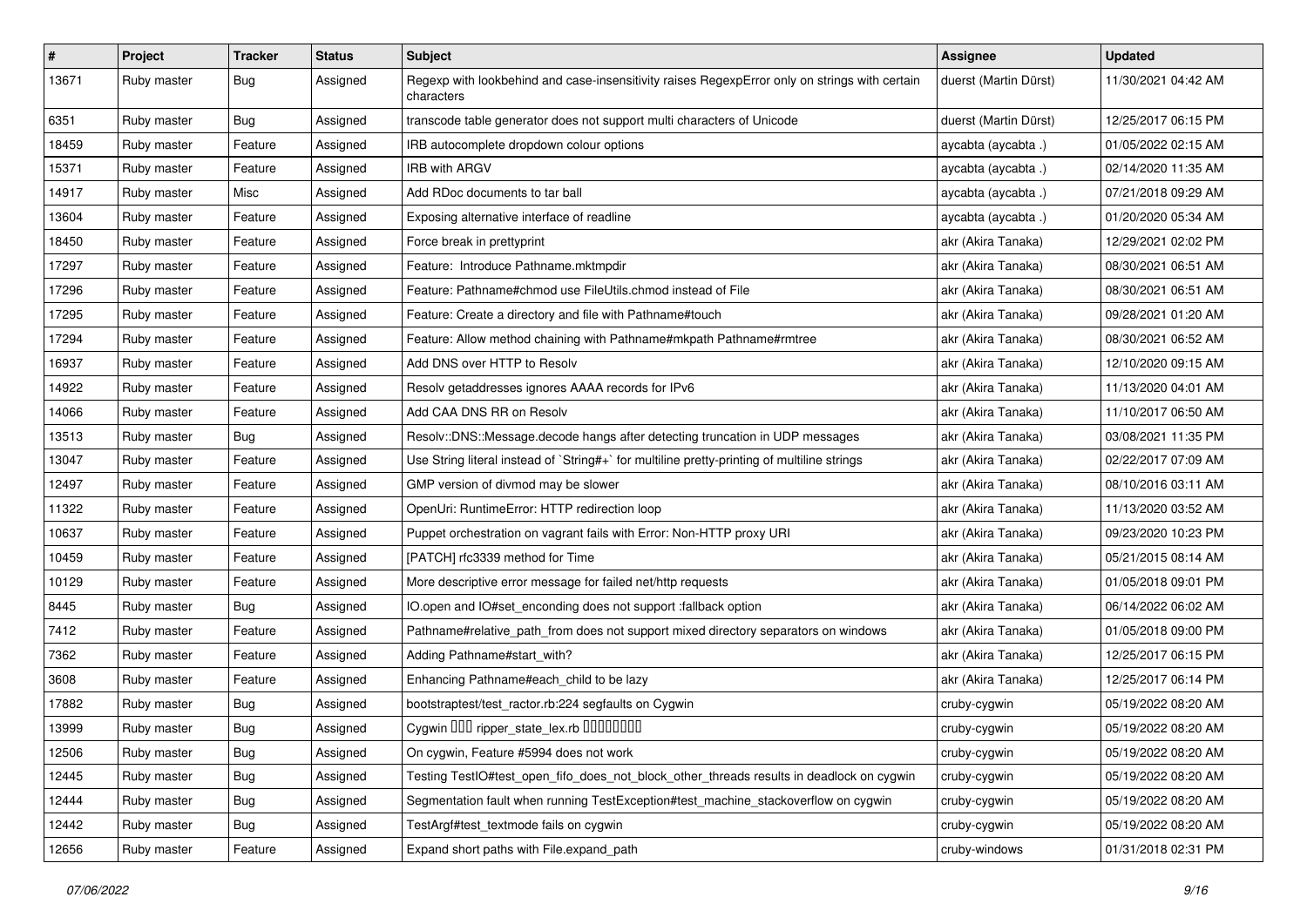| # | Project | Tracker | Status | Subject | Assignee | Updated |
| --- | --- | --- | --- | --- | --- | --- |
| 13671 | Ruby master | Bug | Assigned | Regexp with lookbehind and case-insensitivity raises RegexpError only on strings with certain characters | duerst (Martin Dürst) | 11/30/2021 04:42 AM |
| 6351 | Ruby master | Bug | Assigned | transcode table generator does not support multi characters of Unicode | duerst (Martin Dürst) | 12/25/2017 06:15 PM |
| 18459 | Ruby master | Feature | Assigned | IRB autocomplete dropdown colour options | aycabta (aycabta .) | 01/05/2022 02:15 AM |
| 15371 | Ruby master | Feature | Assigned | IRB with ARGV | aycabta (aycabta .) | 02/14/2020 11:35 AM |
| 14917 | Ruby master | Misc | Assigned | Add RDoc documents to tar ball | aycabta (aycabta .) | 07/21/2018 09:29 AM |
| 13604 | Ruby master | Feature | Assigned | Exposing alternative interface of readline | aycabta (aycabta .) | 01/20/2020 05:34 AM |
| 18450 | Ruby master | Feature | Assigned | Force break in prettyprint | akr (Akira Tanaka) | 12/29/2021 02:02 PM |
| 17297 | Ruby master | Feature | Assigned | Feature: Introduce Pathname.mktmpdir | akr (Akira Tanaka) | 08/30/2021 06:51 AM |
| 17296 | Ruby master | Feature | Assigned | Feature: Pathname#chmod use FileUtils.chmod instead of File | akr (Akira Tanaka) | 08/30/2021 06:51 AM |
| 17295 | Ruby master | Feature | Assigned | Feature: Create a directory and file with Pathname#touch | akr (Akira Tanaka) | 09/28/2021 01:20 AM |
| 17294 | Ruby master | Feature | Assigned | Feature: Allow method chaining with Pathname#mkpath Pathname#rmtree | akr (Akira Tanaka) | 08/30/2021 06:52 AM |
| 16937 | Ruby master | Feature | Assigned | Add DNS over HTTP to Resolv | akr (Akira Tanaka) | 12/10/2020 09:15 AM |
| 14922 | Ruby master | Feature | Assigned | Resolv getaddresses ignores AAAA records for IPv6 | akr (Akira Tanaka) | 11/13/2020 04:01 AM |
| 14066 | Ruby master | Feature | Assigned | Add CAA DNS RR on Resolv | akr (Akira Tanaka) | 11/10/2017 06:50 AM |
| 13513 | Ruby master | Bug | Assigned | Resolv::DNS::Message.decode hangs after detecting truncation in UDP messages | akr (Akira Tanaka) | 03/08/2021 11:35 PM |
| 13047 | Ruby master | Feature | Assigned | Use String literal instead of `String#+` for multiline pretty-printing of multiline strings | akr (Akira Tanaka) | 02/22/2017 07:09 AM |
| 12497 | Ruby master | Feature | Assigned | GMP version of divmod may be slower | akr (Akira Tanaka) | 08/10/2016 03:11 AM |
| 11322 | Ruby master | Feature | Assigned | OpenUri: RuntimeError: HTTP redirection loop | akr (Akira Tanaka) | 11/13/2020 03:52 AM |
| 10637 | Ruby master | Feature | Assigned | Puppet orchestration on vagrant fails with Error: Non-HTTP proxy URI | akr (Akira Tanaka) | 09/23/2020 10:23 PM |
| 10459 | Ruby master | Feature | Assigned | [PATCH] rfc3339 method for Time | akr (Akira Tanaka) | 05/21/2015 08:14 AM |
| 10129 | Ruby master | Feature | Assigned | More descriptive error message for failed net/http requests | akr (Akira Tanaka) | 01/05/2018 09:01 PM |
| 8445 | Ruby master | Bug | Assigned | IO.open and IO#set_enconding does not support :fallback option | akr (Akira Tanaka) | 06/14/2022 06:02 AM |
| 7412 | Ruby master | Feature | Assigned | Pathname#relative_path_from does not support mixed directory separators on windows | akr (Akira Tanaka) | 01/05/2018 09:00 PM |
| 7362 | Ruby master | Feature | Assigned | Adding Pathname#start_with? | akr (Akira Tanaka) | 12/25/2017 06:15 PM |
| 3608 | Ruby master | Feature | Assigned | Enhancing Pathname#each_child to be lazy | akr (Akira Tanaka) | 12/25/2017 06:14 PM |
| 17882 | Ruby master | Bug | Assigned | bootstraptest/test_ractor.rb:224 segfaults on Cygwin | cruby-cygwin | 05/19/2022 08:20 AM |
| 13999 | Ruby master | Bug | Assigned | Cygwin ��� ripper_state_lex.rb �������� | cruby-cygwin | 05/19/2022 08:20 AM |
| 12506 | Ruby master | Bug | Assigned | On cygwin, Feature #5994 does not work | cruby-cygwin | 05/19/2022 08:20 AM |
| 12445 | Ruby master | Bug | Assigned | Testing TestIO#test_open_fifo_does_not_block_other_threads results in deadlock on cygwin | cruby-cygwin | 05/19/2022 08:20 AM |
| 12444 | Ruby master | Bug | Assigned | Segmentation fault when running TestException#test_machine_stackoverflow on cygwin | cruby-cygwin | 05/19/2022 08:20 AM |
| 12442 | Ruby master | Bug | Assigned | TestArgf#test_textmode fails on cygwin | cruby-cygwin | 05/19/2022 08:20 AM |
| 12656 | Ruby master | Feature | Assigned | Expand short paths with File.expand_path | cruby-windows | 01/31/2018 02:31 PM |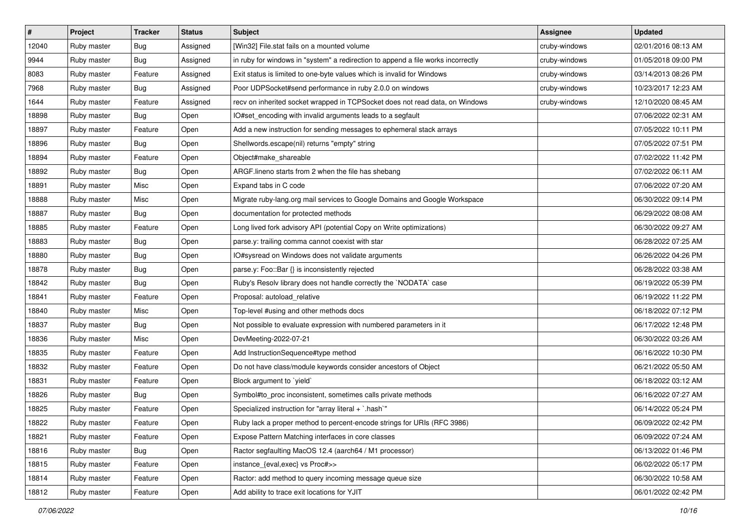| # | Project | Tracker | Status | Subject | Assignee | Updated |
|---|---|---|---|---|---|---|
| 12040 | Ruby master | Bug | Assigned | [Win32] File.stat fails on a mounted volume | cruby-windows | 02/01/2016 08:13 AM |
| 9944 | Ruby master | Bug | Assigned | in ruby for windows in "system" a redirection to append a file works incorrectly | cruby-windows | 01/05/2018 09:00 PM |
| 8083 | Ruby master | Feature | Assigned | Exit status is limited to one-byte values which is invalid for Windows | cruby-windows | 03/14/2013 08:26 PM |
| 7968 | Ruby master | Bug | Assigned | Poor UDPSocket#send performance in ruby 2.0.0 on windows | cruby-windows | 10/23/2017 12:23 AM |
| 1644 | Ruby master | Feature | Assigned | recv on inherited socket wrapped in TCPSocket does not read data, on Windows | cruby-windows | 12/10/2020 08:45 AM |
| 18898 | Ruby master | Bug | Open | IO#set_encoding with invalid arguments leads to a segfault | | 07/06/2022 02:31 AM |
| 18897 | Ruby master | Feature | Open | Add a new instruction for sending messages to ephemeral stack arrays | | 07/05/2022 10:11 PM |
| 18896 | Ruby master | Bug | Open | Shellwords.escape(nil) returns "empty" string | | 07/05/2022 07:51 PM |
| 18894 | Ruby master | Feature | Open | Object#make_shareable | | 07/02/2022 11:42 PM |
| 18892 | Ruby master | Bug | Open | ARGF.lineno starts from 2 when the file has shebang | | 07/02/2022 06:11 AM |
| 18891 | Ruby master | Misc | Open | Expand tabs in C code | | 07/06/2022 07:20 AM |
| 18888 | Ruby master | Misc | Open | Migrate ruby-lang.org mail services to Google Domains and Google Workspace | | 06/30/2022 09:14 PM |
| 18887 | Ruby master | Bug | Open | documentation for protected methods | | 06/29/2022 08:08 AM |
| 18885 | Ruby master | Feature | Open | Long lived fork advisory API (potential Copy on Write optimizations) | | 06/30/2022 09:27 AM |
| 18883 | Ruby master | Bug | Open | parse.y: trailing comma cannot coexist with star | | 06/28/2022 07:25 AM |
| 18880 | Ruby master | Bug | Open | IO#sysread on Windows does not validate arguments | | 06/26/2022 04:26 PM |
| 18878 | Ruby master | Bug | Open | parse.y: Foo::Bar {} is inconsistently rejected | | 06/28/2022 03:38 AM |
| 18842 | Ruby master | Bug | Open | Ruby's Resolv library does not handle correctly the `NODATA` case | | 06/19/2022 05:39 PM |
| 18841 | Ruby master | Feature | Open | Proposal: autoload_relative | | 06/19/2022 11:22 PM |
| 18840 | Ruby master | Misc | Open | Top-level #using and other methods docs | | 06/18/2022 07:12 PM |
| 18837 | Ruby master | Bug | Open | Not possible to evaluate expression with numbered parameters in it | | 06/17/2022 12:48 PM |
| 18836 | Ruby master | Misc | Open | DevMeeting-2022-07-21 | | 06/30/2022 03:26 AM |
| 18835 | Ruby master | Feature | Open | Add InstructionSequence#type method | | 06/16/2022 10:30 PM |
| 18832 | Ruby master | Feature | Open | Do not have class/module keywords consider ancestors of Object | | 06/21/2022 05:50 AM |
| 18831 | Ruby master | Feature | Open | Block argument to `yield` | | 06/18/2022 03:12 AM |
| 18826 | Ruby master | Bug | Open | Symbol#to_proc inconsistent, sometimes calls private methods | | 06/16/2022 07:27 AM |
| 18825 | Ruby master | Feature | Open | Specialized instruction for "array literal + `.hash`" | | 06/14/2022 05:24 PM |
| 18822 | Ruby master | Feature | Open | Ruby lack a proper method to percent-encode strings for URIs (RFC 3986) | | 06/09/2022 02:42 PM |
| 18821 | Ruby master | Feature | Open | Expose Pattern Matching interfaces in core classes | | 06/09/2022 07:24 AM |
| 18816 | Ruby master | Bug | Open | Ractor segfaulting MacOS 12.4 (aarch64 / M1 processor) | | 06/13/2022 01:46 PM |
| 18815 | Ruby master | Feature | Open | instance_{eval,exec} vs Proc#>> | | 06/02/2022 05:17 PM |
| 18814 | Ruby master | Feature | Open | Ractor: add method to query incoming message queue size | | 06/30/2022 10:58 AM |
| 18812 | Ruby master | Feature | Open | Add ability to trace exit locations for YJIT | | 06/01/2022 02:42 PM |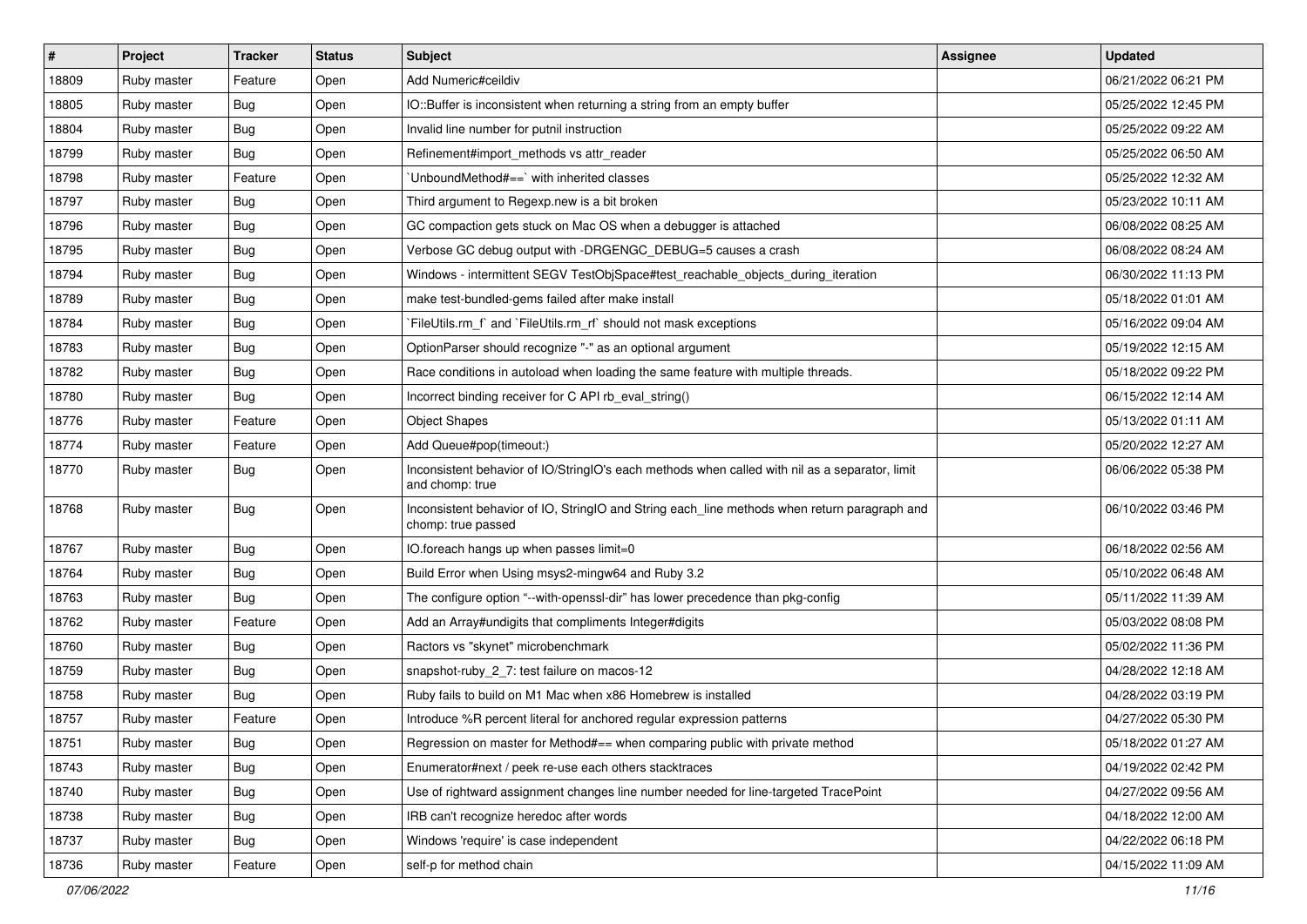| # | Project | Tracker | Status | Subject | Assignee | Updated |
|---|---|---|---|---|---|---|
| 18809 | Ruby master | Feature | Open | Add Numeric#ceildiv | | 06/21/2022 06:21 PM |
| 18805 | Ruby master | Bug | Open | IO::Buffer is inconsistent when returning a string from an empty buffer | | 05/25/2022 12:45 PM |
| 18804 | Ruby master | Bug | Open | Invalid line number for putnil instruction | | 05/25/2022 09:22 AM |
| 18799 | Ruby master | Bug | Open | Refinement#import_methods vs attr_reader | | 05/25/2022 06:50 AM |
| 18798 | Ruby master | Feature | Open | `UnboundMethod#==` with inherited classes | | 05/25/2022 12:32 AM |
| 18797 | Ruby master | Bug | Open | Third argument to Regexp.new is a bit broken | | 05/23/2022 10:11 AM |
| 18796 | Ruby master | Bug | Open | GC compaction gets stuck on Mac OS when a debugger is attached | | 06/08/2022 08:25 AM |
| 18795 | Ruby master | Bug | Open | Verbose GC debug output with -DRGENGC_DEBUG=5 causes a crash | | 06/08/2022 08:24 AM |
| 18794 | Ruby master | Bug | Open | Windows - intermittent SEGV TestObjSpace#test_reachable_objects_during_iteration | | 06/30/2022 11:13 PM |
| 18789 | Ruby master | Bug | Open | make test-bundled-gems failed after make install | | 05/18/2022 01:01 AM |
| 18784 | Ruby master | Bug | Open | `FileUtils.rm_f` and `FileUtils.rm_rf` should not mask exceptions | | 05/16/2022 09:04 AM |
| 18783 | Ruby master | Bug | Open | OptionParser should recognize "-" as an optional argument | | 05/19/2022 12:15 AM |
| 18782 | Ruby master | Bug | Open | Race conditions in autoload when loading the same feature with multiple threads. | | 05/18/2022 09:22 PM |
| 18780 | Ruby master | Bug | Open | Incorrect binding receiver for C API rb_eval_string() | | 06/15/2022 12:14 AM |
| 18776 | Ruby master | Feature | Open | Object Shapes | | 05/13/2022 01:11 AM |
| 18774 | Ruby master | Feature | Open | Add Queue#pop(timeout:) | | 05/20/2022 12:27 AM |
| 18770 | Ruby master | Bug | Open | Inconsistent behavior of IO/StringIO's each methods when called with nil as a separator, limit and chomp: true | | 06/06/2022 05:38 PM |
| 18768 | Ruby master | Bug | Open | Inconsistent behavior of IO, StringIO and String each_line methods when return paragraph and chomp: true passed | | 06/10/2022 03:46 PM |
| 18767 | Ruby master | Bug | Open | IO.foreach hangs up when passes limit=0 | | 06/18/2022 02:56 AM |
| 18764 | Ruby master | Bug | Open | Build Error when Using msys2-mingw64 and Ruby 3.2 | | 05/10/2022 06:48 AM |
| 18763 | Ruby master | Bug | Open | The configure option "--with-openssl-dir" has lower precedence than pkg-config | | 05/11/2022 11:39 AM |
| 18762 | Ruby master | Feature | Open | Add an Array#undigits that compliments Integer#digits | | 05/03/2022 08:08 PM |
| 18760 | Ruby master | Bug | Open | Ractors vs "skynet" microbenchmark | | 05/02/2022 11:36 PM |
| 18759 | Ruby master | Bug | Open | snapshot-ruby_2_7: test failure on macos-12 | | 04/28/2022 12:18 AM |
| 18758 | Ruby master | Bug | Open | Ruby fails to build on M1 Mac when x86 Homebrew is installed | | 04/28/2022 03:19 PM |
| 18757 | Ruby master | Feature | Open | Introduce %R percent literal for anchored regular expression patterns | | 04/27/2022 05:30 PM |
| 18751 | Ruby master | Bug | Open | Regression on master for Method#== when comparing public with private method | | 05/18/2022 01:27 AM |
| 18743 | Ruby master | Bug | Open | Enumerator#next / peek re-use each others stacktraces | | 04/19/2022 02:42 PM |
| 18740 | Ruby master | Bug | Open | Use of rightward assignment changes line number needed for line-targeted TracePoint | | 04/27/2022 09:56 AM |
| 18738 | Ruby master | Bug | Open | IRB can't recognize heredoc after words | | 04/18/2022 12:00 AM |
| 18737 | Ruby master | Bug | Open | Windows 'require' is case independent | | 04/22/2022 06:18 PM |
| 18736 | Ruby master | Feature | Open | self-p for method chain | | 04/15/2022 11:09 AM |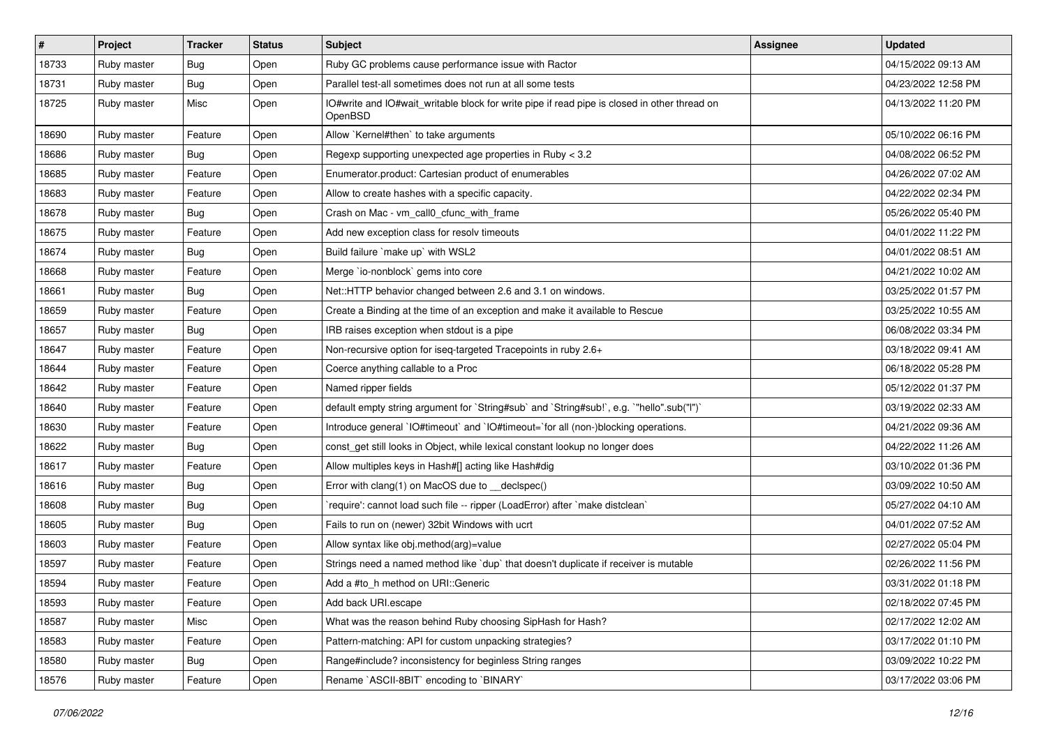| # | Project | Tracker | Status | Subject | Assignee | Updated |
|---|---|---|---|---|---|---|
| 18733 | Ruby master | Bug | Open | Ruby GC problems cause performance issue with Ractor | | 04/15/2022 09:13 AM |
| 18731 | Ruby master | Bug | Open | Parallel test-all sometimes does not run at all some tests | | 04/23/2022 12:58 PM |
| 18725 | Ruby master | Misc | Open | IO#write and IO#wait_writable block for write pipe if read pipe is closed in other thread on OpenBSD | | 04/13/2022 11:20 PM |
| 18690 | Ruby master | Feature | Open | Allow `Kernel#then` to take arguments | | 05/10/2022 06:16 PM |
| 18686 | Ruby master | Bug | Open | Regexp supporting unexpected age properties in Ruby < 3.2 | | 04/08/2022 06:52 PM |
| 18685 | Ruby master | Feature | Open | Enumerator.product: Cartesian product of enumerables | | 04/26/2022 07:02 AM |
| 18683 | Ruby master | Feature | Open | Allow to create hashes with a specific capacity. | | 04/22/2022 02:34 PM |
| 18678 | Ruby master | Bug | Open | Crash on Mac - vm_call0_cfunc_with_frame | | 05/26/2022 05:40 PM |
| 18675 | Ruby master | Feature | Open | Add new exception class for resolv timeouts | | 04/01/2022 11:22 PM |
| 18674 | Ruby master | Bug | Open | Build failure `make up` with WSL2 | | 04/01/2022 08:51 AM |
| 18668 | Ruby master | Feature | Open | Merge `io-nonblock` gems into core | | 04/21/2022 10:02 AM |
| 18661 | Ruby master | Bug | Open | Net::HTTP behavior changed between 2.6 and 3.1 on windows. | | 03/25/2022 01:57 PM |
| 18659 | Ruby master | Feature | Open | Create a Binding at the time of an exception and make it available to Rescue | | 03/25/2022 10:55 AM |
| 18657 | Ruby master | Bug | Open | IRB raises exception when stdout is a pipe | | 06/08/2022 03:34 PM |
| 18647 | Ruby master | Feature | Open | Non-recursive option for iseq-targeted Tracepoints in ruby 2.6+ | | 03/18/2022 09:41 AM |
| 18644 | Ruby master | Feature | Open | Coerce anything callable to a Proc | | 06/18/2022 05:28 PM |
| 18642 | Ruby master | Feature | Open | Named ripper fields | | 05/12/2022 01:37 PM |
| 18640 | Ruby master | Feature | Open | default empty string argument for `String#sub` and `String#sub!`, e.g. `"hello".sub("l")` | | 03/19/2022 02:33 AM |
| 18630 | Ruby master | Feature | Open | Introduce general `IO#timeout` and `IO#timeout=`for all (non-)blocking operations. | | 04/21/2022 09:36 AM |
| 18622 | Ruby master | Bug | Open | const_get still looks in Object, while lexical constant lookup no longer does | | 04/22/2022 11:26 AM |
| 18617 | Ruby master | Feature | Open | Allow multiples keys in Hash#[] acting like Hash#dig | | 03/10/2022 01:36 PM |
| 18616 | Ruby master | Bug | Open | Error with clang(1) on MacOS due to __declspec() | | 03/09/2022 10:50 AM |
| 18608 | Ruby master | Bug | Open | `require': cannot load such file -- ripper (LoadError) after `make distclean` | | 05/27/2022 04:10 AM |
| 18605 | Ruby master | Bug | Open | Fails to run on (newer) 32bit Windows with ucrt | | 04/01/2022 07:52 AM |
| 18603 | Ruby master | Feature | Open | Allow syntax like obj.method(arg)=value | | 02/27/2022 05:04 PM |
| 18597 | Ruby master | Feature | Open | Strings need a named method like `dup` that doesn't duplicate if receiver is mutable | | 02/26/2022 11:56 PM |
| 18594 | Ruby master | Feature | Open | Add a #to_h method on URI::Generic | | 03/31/2022 01:18 PM |
| 18593 | Ruby master | Feature | Open | Add back URI.escape | | 02/18/2022 07:45 PM |
| 18587 | Ruby master | Misc | Open | What was the reason behind Ruby choosing SipHash for Hash? | | 02/17/2022 12:02 AM |
| 18583 | Ruby master | Feature | Open | Pattern-matching: API for custom unpacking strategies? | | 03/17/2022 01:10 PM |
| 18580 | Ruby master | Bug | Open | Range#include? inconsistency for beginless String ranges | | 03/09/2022 10:22 PM |
| 18576 | Ruby master | Feature | Open | Rename `ASCII-8BIT` encoding to `BINARY` | | 03/17/2022 03:06 PM |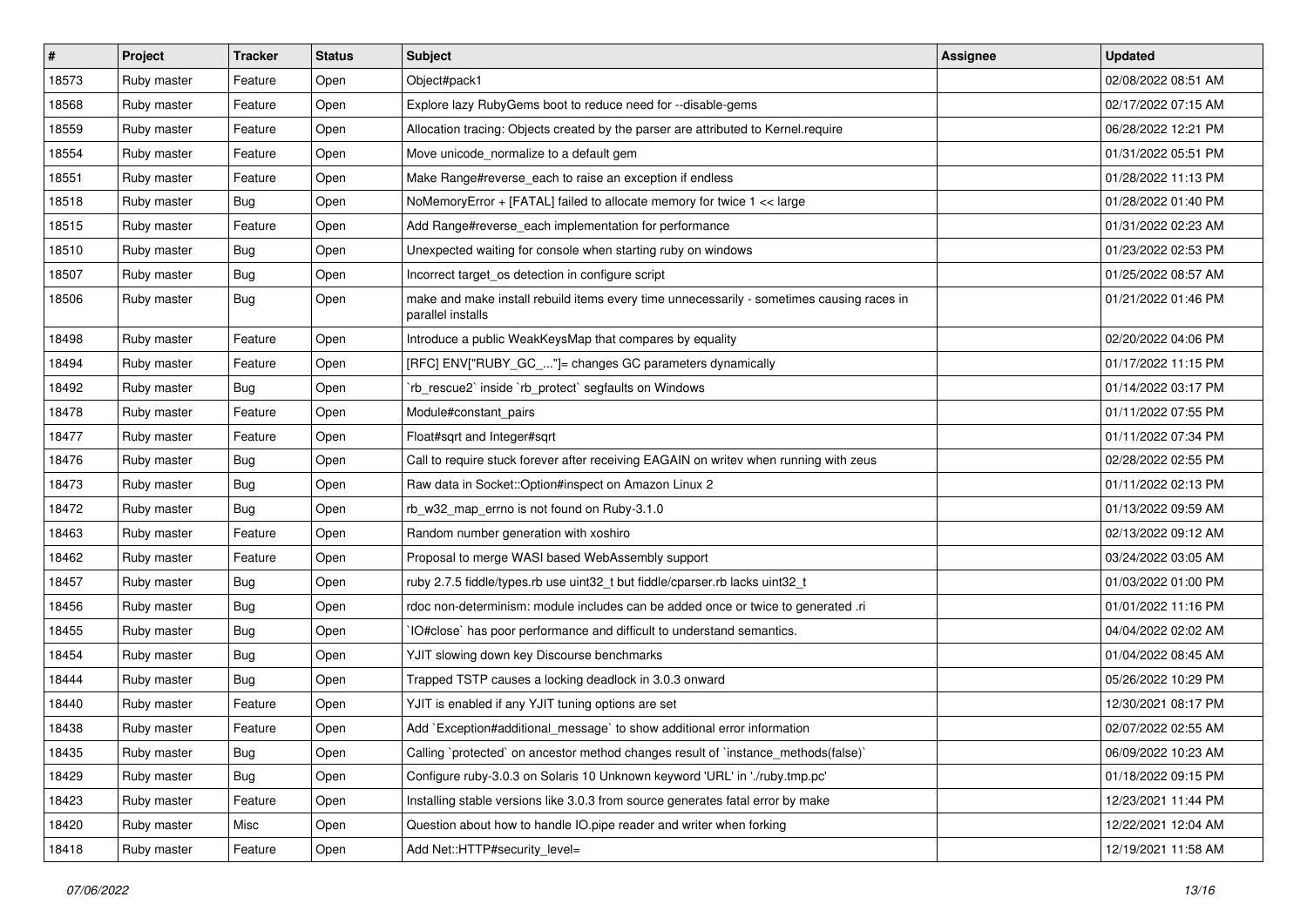| # | Project | Tracker | Status | Subject | Assignee | Updated |
|---|---|---|---|---|---|---|
| 18573 | Ruby master | Feature | Open | Object#pack1 | | 02/08/2022 08:51 AM |
| 18568 | Ruby master | Feature | Open | Explore lazy RubyGems boot to reduce need for --disable-gems | | 02/17/2022 07:15 AM |
| 18559 | Ruby master | Feature | Open | Allocation tracing: Objects created by the parser are attributed to Kernel.require | | 06/28/2022 12:21 PM |
| 18554 | Ruby master | Feature | Open | Move unicode_normalize to a default gem | | 01/31/2022 05:51 PM |
| 18551 | Ruby master | Feature | Open | Make Range#reverse_each to raise an exception if endless | | 01/28/2022 11:13 PM |
| 18518 | Ruby master | Bug | Open | NoMemoryError + [FATAL] failed to allocate memory for twice 1 << large | | 01/28/2022 01:40 PM |
| 18515 | Ruby master | Feature | Open | Add Range#reverse_each implementation for performance | | 01/31/2022 02:23 AM |
| 18510 | Ruby master | Bug | Open | Unexpected waiting for console when starting ruby on windows | | 01/23/2022 02:53 PM |
| 18507 | Ruby master | Bug | Open | Incorrect target_os detection in configure script | | 01/25/2022 08:57 AM |
| 18506 | Ruby master | Bug | Open | make and make install rebuild items every time unnecessarily - sometimes causing races in parallel installs | | 01/21/2022 01:46 PM |
| 18498 | Ruby master | Feature | Open | Introduce a public WeakKeysMap that compares by equality | | 02/20/2022 04:06 PM |
| 18494 | Ruby master | Feature | Open | [RFC] ENV["RUBY_GC_..."]= changes GC parameters dynamically | | 01/17/2022 11:15 PM |
| 18492 | Ruby master | Bug | Open | `rb_rescue2` inside `rb_protect` segfaults on Windows | | 01/14/2022 03:17 PM |
| 18478 | Ruby master | Feature | Open | Module#constant_pairs | | 01/11/2022 07:55 PM |
| 18477 | Ruby master | Feature | Open | Float#sqrt and Integer#sqrt | | 01/11/2022 07:34 PM |
| 18476 | Ruby master | Bug | Open | Call to require stuck forever after receiving EAGAIN on writev when running with zeus | | 02/28/2022 02:55 PM |
| 18473 | Ruby master | Bug | Open | Raw data in Socket::Option#inspect on Amazon Linux 2 | | 01/11/2022 02:13 PM |
| 18472 | Ruby master | Bug | Open | rb_w32_map_errno is not found on Ruby-3.1.0 | | 01/13/2022 09:59 AM |
| 18463 | Ruby master | Feature | Open | Random number generation with xoshiro | | 02/13/2022 09:12 AM |
| 18462 | Ruby master | Feature | Open | Proposal to merge WASI based WebAssembly support | | 03/24/2022 03:05 AM |
| 18457 | Ruby master | Bug | Open | ruby 2.7.5 fiddle/types.rb use uint32_t but fiddle/cparser.rb lacks uint32_t | | 01/03/2022 01:00 PM |
| 18456 | Ruby master | Bug | Open | rdoc non-determinism: module includes can be added once or twice to generated .ri | | 01/01/2022 11:16 PM |
| 18455 | Ruby master | Bug | Open | `IO#close` has poor performance and difficult to understand semantics. | | 04/04/2022 02:02 AM |
| 18454 | Ruby master | Bug | Open | YJIT slowing down key Discourse benchmarks | | 01/04/2022 08:45 AM |
| 18444 | Ruby master | Bug | Open | Trapped TSTP causes a locking deadlock in 3.0.3 onward | | 05/26/2022 10:29 PM |
| 18440 | Ruby master | Feature | Open | YJIT is enabled if any YJIT tuning options are set | | 12/30/2021 08:17 PM |
| 18438 | Ruby master | Feature | Open | Add `Exception#additional_message` to show additional error information | | 02/07/2022 02:55 AM |
| 18435 | Ruby master | Bug | Open | Calling `protected` on ancestor method changes result of `instance_methods(false)` | | 06/09/2022 10:23 AM |
| 18429 | Ruby master | Bug | Open | Configure ruby-3.0.3 on Solaris 10 Unknown keyword 'URL' in './ruby.tmp.pc' | | 01/18/2022 09:15 PM |
| 18423 | Ruby master | Feature | Open | Installing stable versions like 3.0.3 from source generates fatal error by make | | 12/23/2021 11:44 PM |
| 18420 | Ruby master | Misc | Open | Question about how to handle IO.pipe reader and writer when forking | | 12/22/2021 12:04 AM |
| 18418 | Ruby master | Feature | Open | Add Net::HTTP#security_level= | | 12/19/2021 11:58 AM |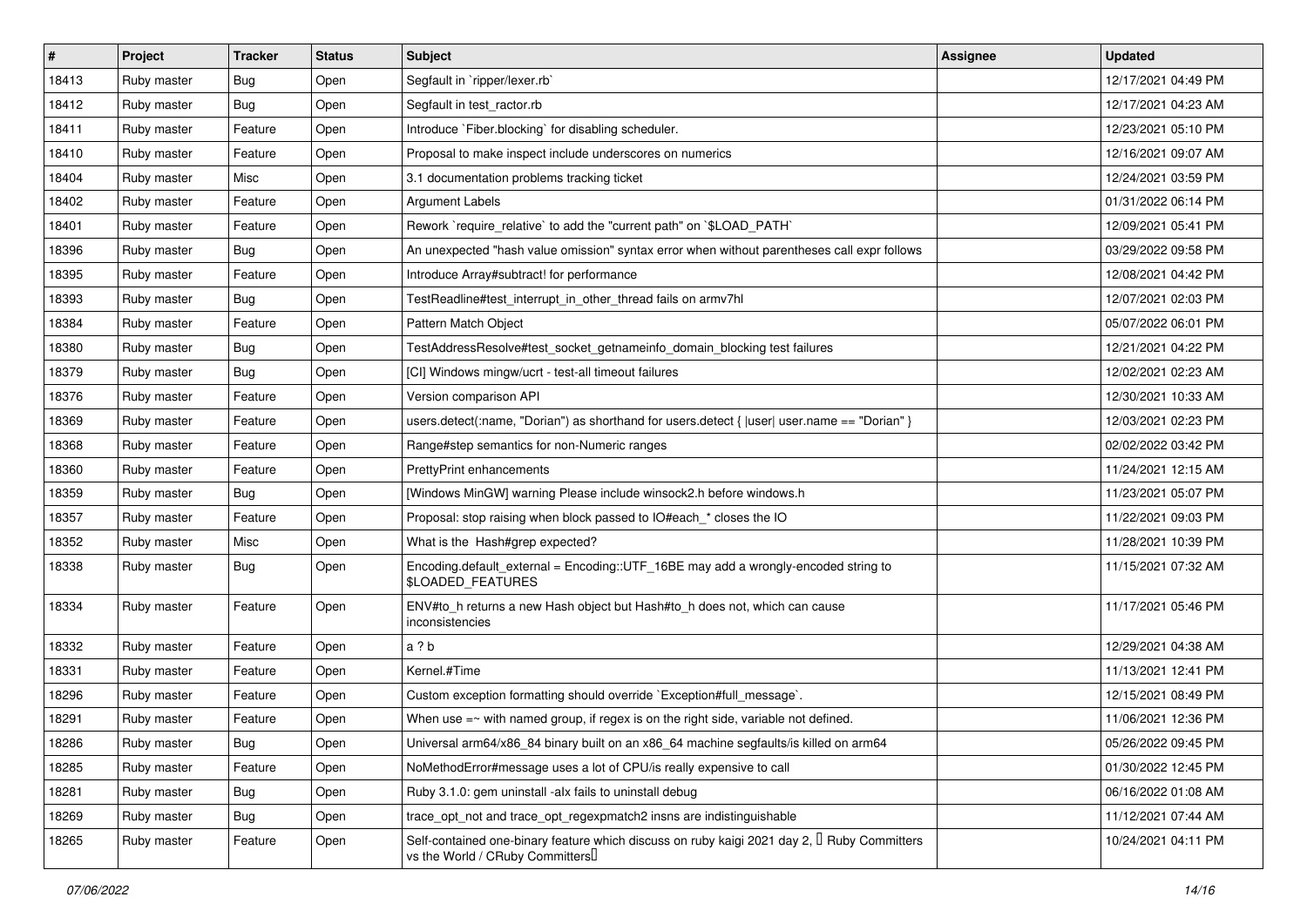| # | Project | Tracker | Status | Subject | Assignee | Updated |
|---|---|---|---|---|---|---|
| 18413 | Ruby master | Bug | Open | Segfault in `ripper/lexer.rb` | | 12/17/2021 04:49 PM |
| 18412 | Ruby master | Bug | Open | Segfault in test_ractor.rb | | 12/17/2021 04:23 AM |
| 18411 | Ruby master | Feature | Open | Introduce `Fiber.blocking` for disabling scheduler. | | 12/23/2021 05:10 PM |
| 18410 | Ruby master | Feature | Open | Proposal to make inspect include underscores on numerics | | 12/16/2021 09:07 AM |
| 18404 | Ruby master | Misc | Open | 3.1 documentation problems tracking ticket | | 12/24/2021 03:59 PM |
| 18402 | Ruby master | Feature | Open | Argument Labels | | 01/31/2022 06:14 PM |
| 18401 | Ruby master | Feature | Open | Rework `require_relative` to add the "current path" on `$LOAD_PATH` | | 12/09/2021 05:41 PM |
| 18396 | Ruby master | Bug | Open | An unexpected "hash value omission" syntax error when without parentheses call expr follows | | 03/29/2022 09:58 PM |
| 18395 | Ruby master | Feature | Open | Introduce Array#subtract! for performance | | 12/08/2021 04:42 PM |
| 18393 | Ruby master | Bug | Open | TestReadline#test_interrupt_in_other_thread fails on armv7hl | | 12/07/2021 02:03 PM |
| 18384 | Ruby master | Feature | Open | Pattern Match Object | | 05/07/2022 06:01 PM |
| 18380 | Ruby master | Bug | Open | TestAddressResolve#test_socket_getnameinfo_domain_blocking test failures | | 12/21/2021 04:22 PM |
| 18379 | Ruby master | Bug | Open | [CI] Windows mingw/ucrt - test-all timeout failures | | 12/02/2021 02:23 AM |
| 18376 | Ruby master | Feature | Open | Version comparison API | | 12/30/2021 10:33 AM |
| 18369 | Ruby master | Feature | Open | users.detect(:name, "Dorian") as shorthand for users.detect { \|user\| user.name == "Dorian" } | | 12/03/2021 02:23 PM |
| 18368 | Ruby master | Feature | Open | Range#step semantics for non-Numeric ranges | | 02/02/2022 03:42 PM |
| 18360 | Ruby master | Feature | Open | PrettyPrint enhancements | | 11/24/2021 12:15 AM |
| 18359 | Ruby master | Bug | Open | [Windows MinGW] warning Please include winsock2.h before windows.h | | 11/23/2021 05:07 PM |
| 18357 | Ruby master | Feature | Open | Proposal: stop raising when block passed to IO#each_* closes the IO | | 11/22/2021 09:03 PM |
| 18352 | Ruby master | Misc | Open | What is the Hash#grep expected? | | 11/28/2021 10:39 PM |
| 18338 | Ruby master | Bug | Open | Encoding.default_external = Encoding::UTF_16BE may add a wrongly-encoded string to $LOADED_FEATURES | | 11/15/2021 07:32 AM |
| 18334 | Ruby master | Feature | Open | ENV#to_h returns a new Hash object but Hash#to_h does not, which can cause inconsistencies | | 11/17/2021 05:46 PM |
| 18332 | Ruby master | Feature | Open | a ? b | | 12/29/2021 04:38 AM |
| 18331 | Ruby master | Feature | Open | Kernel.#Time | | 11/13/2021 12:41 PM |
| 18296 | Ruby master | Feature | Open | Custom exception formatting should override `Exception#full_message`. | | 12/15/2021 08:49 PM |
| 18291 | Ruby master | Feature | Open | When use =~ with named group, if regex is on the right side, variable not defined. | | 11/06/2021 12:36 PM |
| 18286 | Ruby master | Bug | Open | Universal arm64/x86_84 binary built on an x86_64 machine segfaults/is killed on arm64 | | 05/26/2022 09:45 PM |
| 18285 | Ruby master | Feature | Open | NoMethodError#message uses a lot of CPU/is really expensive to call | | 01/30/2022 12:45 PM |
| 18281 | Ruby master | Bug | Open | Ruby 3.1.0: gem uninstall -alx fails to uninstall debug | | 06/16/2022 01:08 AM |
| 18269 | Ruby master | Bug | Open | trace_opt_not and trace_opt_regexpmatch2 insns are indistinguishable | | 11/12/2021 07:44 AM |
| 18265 | Ruby master | Feature | Open | Self-contained one-binary feature which discuss on ruby kaigi 2021 day 2, 「Ruby Committers vs the World / CRuby Committers」 | | 10/24/2021 04:11 PM |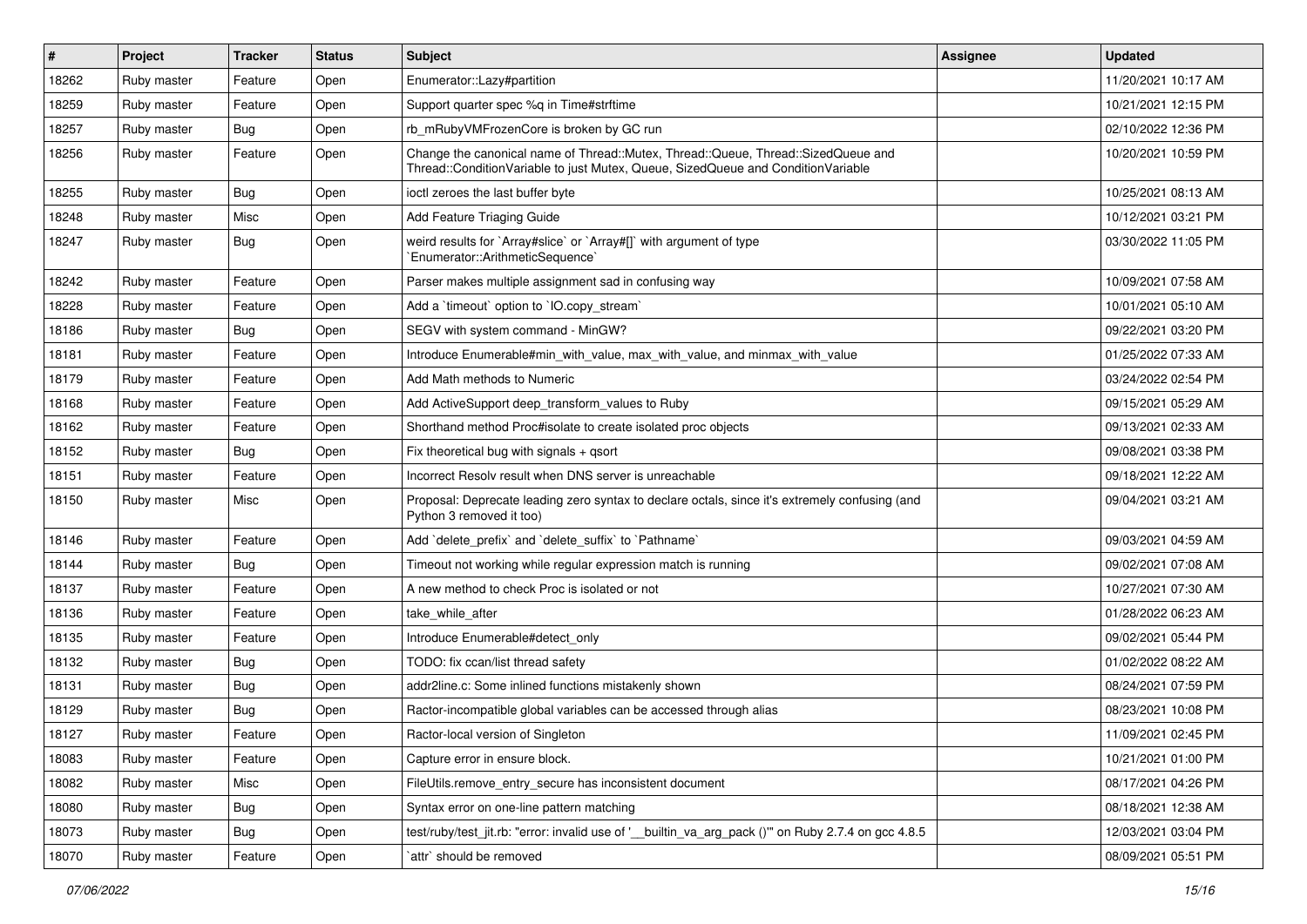| # | Project | Tracker | Status | Subject | Assignee | Updated |
|---|---|---|---|---|---|---|
| 18262 | Ruby master | Feature | Open | Enumerator::Lazy#partition | | 11/20/2021 10:17 AM |
| 18259 | Ruby master | Feature | Open | Support quarter spec %q in Time#strftime | | 10/21/2021 12:15 PM |
| 18257 | Ruby master | Bug | Open | rb_mRubyVMFrozenCore is broken by GC run | | 02/10/2022 12:36 PM |
| 18256 | Ruby master | Feature | Open | Change the canonical name of Thread::Mutex, Thread::Queue, Thread::SizedQueue and Thread::ConditionVariable to just Mutex, Queue, SizedQueue and ConditionVariable | | 10/20/2021 10:59 PM |
| 18255 | Ruby master | Bug | Open | ioctl zeroes the last buffer byte | | 10/25/2021 08:13 AM |
| 18248 | Ruby master | Misc | Open | Add Feature Triaging Guide | | 10/12/2021 03:21 PM |
| 18247 | Ruby master | Bug | Open | weird results for `Array#slice` or `Array#[]` with argument of type `Enumerator::ArithmeticSequence` | | 03/30/2022 11:05 PM |
| 18242 | Ruby master | Feature | Open | Parser makes multiple assignment sad in confusing way | | 10/09/2021 07:58 AM |
| 18228 | Ruby master | Feature | Open | Add a `timeout` option to `IO.copy_stream` | | 10/01/2021 05:10 AM |
| 18186 | Ruby master | Bug | Open | SEGV with system command - MinGW? | | 09/22/2021 03:20 PM |
| 18181 | Ruby master | Feature | Open | Introduce Enumerable#min_with_value, max_with_value, and minmax_with_value | | 01/25/2022 07:33 AM |
| 18179 | Ruby master | Feature | Open | Add Math methods to Numeric | | 03/24/2022 02:54 PM |
| 18168 | Ruby master | Feature | Open | Add ActiveSupport deep_transform_values to Ruby | | 09/15/2021 05:29 AM |
| 18162 | Ruby master | Feature | Open | Shorthand method Proc#isolate to create isolated proc objects | | 09/13/2021 02:33 AM |
| 18152 | Ruby master | Bug | Open | Fix theoretical bug with signals + qsort | | 09/08/2021 03:38 PM |
| 18151 | Ruby master | Feature | Open | Incorrect Resolv result when DNS server is unreachable | | 09/18/2021 12:22 AM |
| 18150 | Ruby master | Misc | Open | Proposal: Deprecate leading zero syntax to declare octals, since it's extremely confusing (and Python 3 removed it too) | | 09/04/2021 03:21 AM |
| 18146 | Ruby master | Feature | Open | Add `delete_prefix` and `delete_suffix` to `Pathname` | | 09/03/2021 04:59 AM |
| 18144 | Ruby master | Bug | Open | Timeout not working while regular expression match is running | | 09/02/2021 07:08 AM |
| 18137 | Ruby master | Feature | Open | A new method to check Proc is isolated or not | | 10/27/2021 07:30 AM |
| 18136 | Ruby master | Feature | Open | take_while_after | | 01/28/2022 06:23 AM |
| 18135 | Ruby master | Feature | Open | Introduce Enumerable#detect_only | | 09/02/2021 05:44 PM |
| 18132 | Ruby master | Bug | Open | TODO: fix ccan/list thread safety | | 01/02/2022 08:22 AM |
| 18131 | Ruby master | Bug | Open | addr2line.c: Some inlined functions mistakenly shown | | 08/24/2021 07:59 PM |
| 18129 | Ruby master | Bug | Open | Ractor-incompatible global variables can be accessed through alias | | 08/23/2021 10:08 PM |
| 18127 | Ruby master | Feature | Open | Ractor-local version of Singleton | | 11/09/2021 02:45 PM |
| 18083 | Ruby master | Feature | Open | Capture error in ensure block. | | 10/21/2021 01:00 PM |
| 18082 | Ruby master | Misc | Open | FileUtils.remove_entry_secure has inconsistent document | | 08/17/2021 04:26 PM |
| 18080 | Ruby master | Bug | Open | Syntax error on one-line pattern matching | | 08/18/2021 12:38 AM |
| 18073 | Ruby master | Bug | Open | test/ruby/test_jit.rb: "error: invalid use of '__builtin_va_arg_pack ()'" on Ruby 2.7.4 on gcc 4.8.5 | | 12/03/2021 03:04 PM |
| 18070 | Ruby master | Feature | Open | `attr` should be removed | | 08/09/2021 05:51 PM |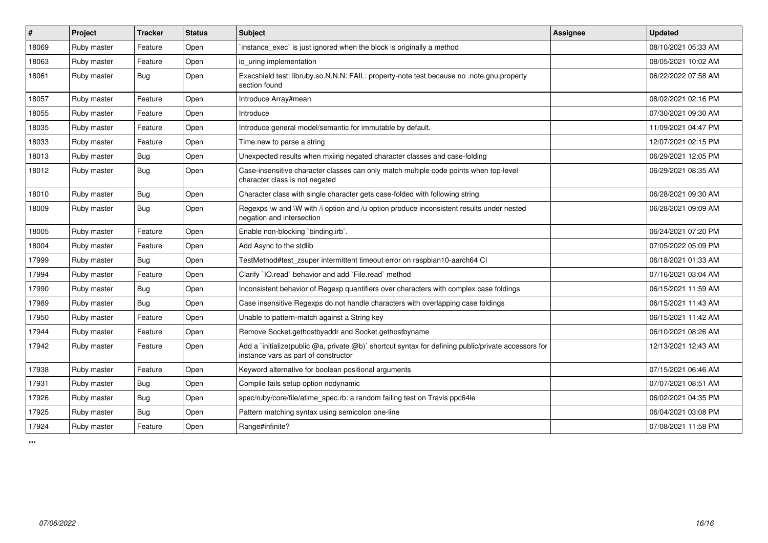| # | Project | Tracker | Status | Subject | Assignee | Updated |
|---|---|---|---|---|---|---|
| 18069 | Ruby master | Feature | Open | `instance_exec` is just ignored when the block is originally a method | | 08/10/2021 05:33 AM |
| 18063 | Ruby master | Feature | Open | io_uring implementation | | 08/05/2021 10:02 AM |
| 18061 | Ruby master | Bug | Open | Execshield test: libruby.so.N.N.N: FAIL: property-note test because no .note.gnu.property section found | | 06/22/2022 07:58 AM |
| 18057 | Ruby master | Feature | Open | Introduce Array#mean | | 08/02/2021 02:16 PM |
| 18055 | Ruby master | Feature | Open | Introduce | | 07/30/2021 09:30 AM |
| 18035 | Ruby master | Feature | Open | Introduce general model/semantic for immutable by default. | | 11/09/2021 04:47 PM |
| 18033 | Ruby master | Feature | Open | Time.new to parse a string | | 12/07/2021 02:15 PM |
| 18013 | Ruby master | Bug | Open | Unexpected results when mxiing negated character classes and case-folding | | 06/29/2021 12:05 PM |
| 18012 | Ruby master | Bug | Open | Case-insensitive character classes can only match multiple code points when top-level character class is not negated | | 06/29/2021 08:35 AM |
| 18010 | Ruby master | Bug | Open | Character class with single character gets case-folded with following string | | 06/28/2021 09:30 AM |
| 18009 | Ruby master | Bug | Open | Regexps \w and \W with /i option and /u option produce inconsistent results under nested negation and intersection | | 06/28/2021 09:09 AM |
| 18005 | Ruby master | Feature | Open | Enable non-blocking `binding.irb`. | | 06/24/2021 07:20 PM |
| 18004 | Ruby master | Feature | Open | Add Async to the stdlib | | 07/05/2022 05:09 PM |
| 17999 | Ruby master | Bug | Open | TestMethod#test_zsuper intermittent timeout error on raspbian10-aarch64 CI | | 06/18/2021 01:33 AM |
| 17994 | Ruby master | Feature | Open | Clarify `IO.read` behavior and add `File.read` method | | 07/16/2021 03:04 AM |
| 17990 | Ruby master | Bug | Open | Inconsistent behavior of Regexp quantifiers over characters with complex case foldings | | 06/15/2021 11:59 AM |
| 17989 | Ruby master | Bug | Open | Case insensitive Regexps do not handle characters with overlapping case foldings | | 06/15/2021 11:43 AM |
| 17950 | Ruby master | Feature | Open | Unable to pattern-match against a String key | | 06/15/2021 11:42 AM |
| 17944 | Ruby master | Feature | Open | Remove Socket.gethostbyaddr and Socket.gethostbyname | | 06/10/2021 08:26 AM |
| 17942 | Ruby master | Feature | Open | Add a `initialize(public @a, private @b)` shortcut syntax for defining public/private accessors for instance vars as part of constructor | | 12/13/2021 12:43 AM |
| 17938 | Ruby master | Feature | Open | Keyword alternative for boolean positional arguments | | 07/15/2021 06:46 AM |
| 17931 | Ruby master | Bug | Open | Compile fails setup option nodynamic | | 07/07/2021 08:51 AM |
| 17926 | Ruby master | Bug | Open | spec/ruby/core/file/atime_spec.rb: a random failing test on Travis ppc64le | | 06/02/2021 04:35 PM |
| 17925 | Ruby master | Bug | Open | Pattern matching syntax using semicolon one-line | | 06/04/2021 03:08 PM |
| 17924 | Ruby master | Feature | Open | Range#infinite? | | 07/08/2021 11:58 PM |

...